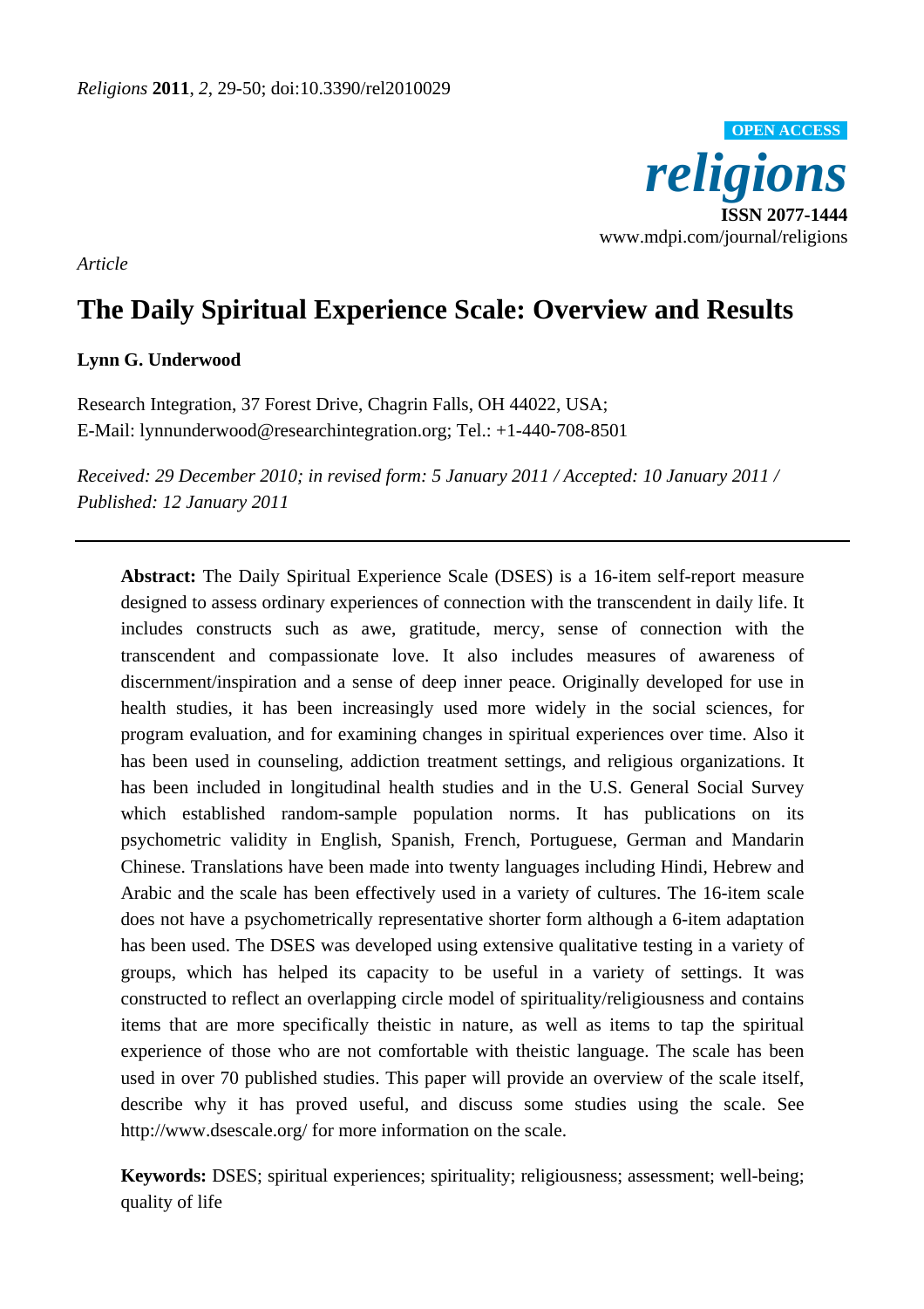*Article*

# The Daily Spiritual Experience Scale: Overview and Results

**Lynn G. Underwood**

Research Integration, 37 Forest Drive, Chagrin Falls, OH 44022, USA;
E-Mail: lynnunderwood@researchintegration.org; Tel.: +1-440-708-8501

*Received: 29 December 2010; in revised form: 5 January 2011 / Accepted: 10 January 2011 / Published: 12 January 2011*

---

**Abstract:** The Daily Spiritual Experience Scale (DSES) is a 16-item self-report measure designed to assess ordinary experiences of connection with the transcendent in daily life. It includes constructs such as awe, gratitude, mercy, sense of connection with the transcendent and compassionate love. It also includes measures of awareness of discernment/inspiration and a sense of deep inner peace. Originally developed for use in health studies, it has been increasingly used more widely in the social sciences, for program evaluation, and for examining changes in spiritual experiences over time. Also it has been used in counseling, addiction treatment settings, and religious organizations. It has been included in longitudinal health studies and in the U.S. General Social Survey which established random-sample population norms. It has publications on its psychometric validity in English, Spanish, French, Portuguese, German and Mandarin Chinese. Translations have been made into twenty languages including Hindi, Hebrew and Arabic and the scale has been effectively used in a variety of cultures. The 16-item scale does not have a psychometrically representative shorter form although a 6-item adaptation has been used. The DSES was developed using extensive qualitative testing in a variety of groups, which has helped its capacity to be useful in a variety of settings. It was constructed to reflect an overlapping circle model of spirituality/religiousness and contains items that are more specifically theistic in nature, as well as items to tap the spiritual experience of those who are not comfortable with theistic language. The scale has been used in over 70 published studies. This paper will provide an overview of the scale itself, describe why it has proved useful, and discuss some studies using the scale. See http://www.dsescale.org/ for more information on the scale.

**Keywords:** DSES; spiritual experiences; spirituality; religiousness; assessment; well-being; quality of life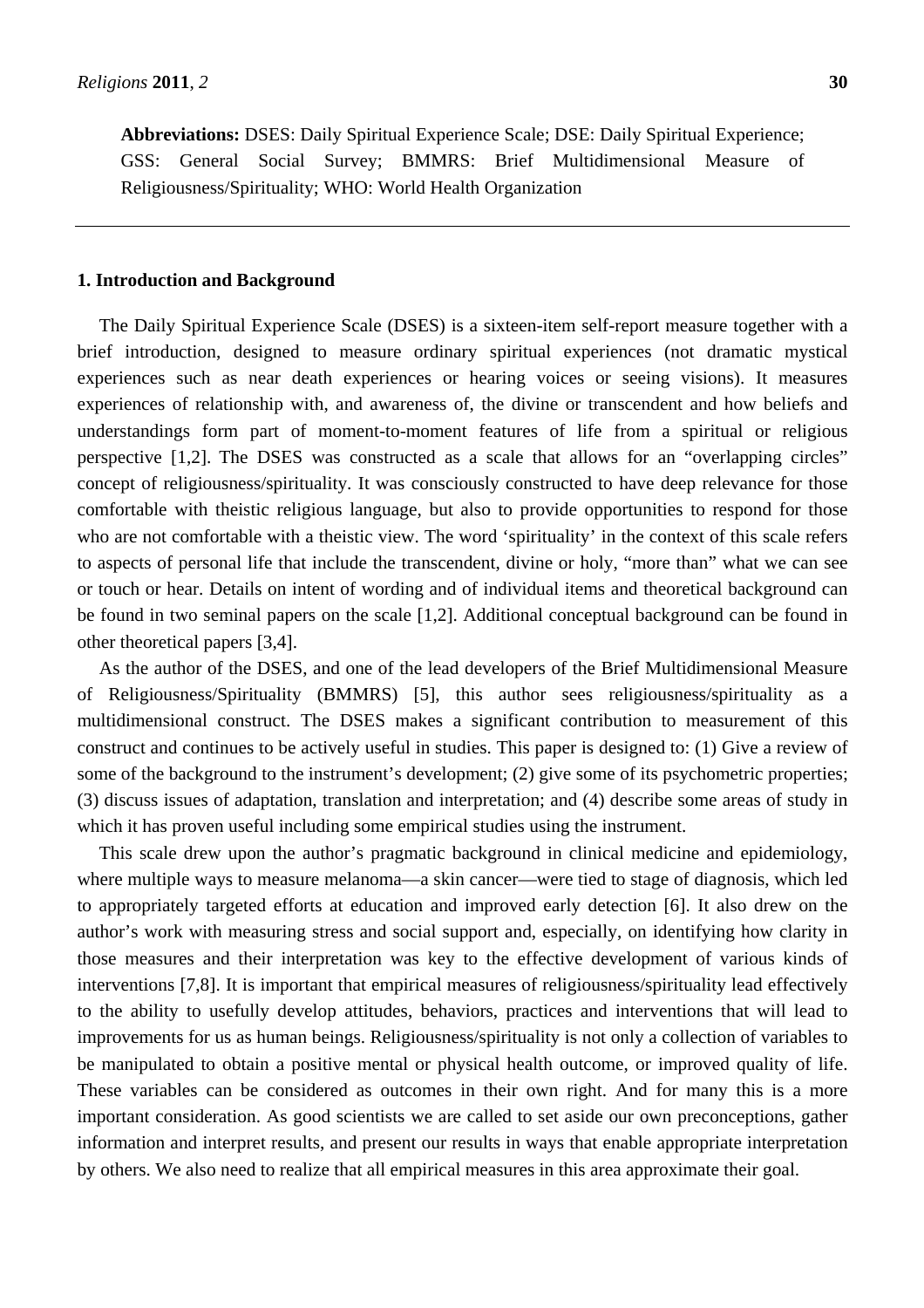**Abbreviations:** DSES: Daily Spiritual Experience Scale; DSE: Daily Spiritual Experience; GSS: General Social Survey; BMMRS: Brief Multidimensional Measure of Religiousness/Spirituality; WHO: World Health Organization

---

## 1. Introduction and Background

The Daily Spiritual Experience Scale (DSES) is a sixteen-item self-report measure together with a brief introduction, designed to measure ordinary spiritual experiences (not dramatic mystical experiences such as near death experiences or hearing voices or seeing visions). It measures experiences of relationship with, and awareness of, the divine or transcendent and how beliefs and understandings form part of moment-to-moment features of life from a spiritual or religious perspective [1,2]. The DSES was constructed as a scale that allows for an "overlapping circles" concept of religiousness/spirituality. It was consciously constructed to have deep relevance for those comfortable with theistic religious language, but also to provide opportunities to respond for those who are not comfortable with a theistic view. The word 'spirituality' in the context of this scale refers to aspects of personal life that include the transcendent, divine or holy, "more than" what we can see or touch or hear. Details on intent of wording and of individual items and theoretical background can be found in two seminal papers on the scale [1,2]. Additional conceptual background can be found in other theoretical papers [3,4].

As the author of the DSES, and one of the lead developers of the Brief Multidimensional Measure of Religiousness/Spirituality (BMMRS) [5], this author sees religiousness/spirituality as a multidimensional construct. The DSES makes a significant contribution to measurement of this construct and continues to be actively useful in studies. This paper is designed to: (1) Give a review of some of the background to the instrument's development; (2) give some of its psychometric properties; (3) discuss issues of adaptation, translation and interpretation; and (4) describe some areas of study in which it has proven useful including some empirical studies using the instrument.

This scale drew upon the author's pragmatic background in clinical medicine and epidemiology, where multiple ways to measure melanoma—a skin cancer—were tied to stage of diagnosis, which led to appropriately targeted efforts at education and improved early detection [6]. It also drew on the author's work with measuring stress and social support and, especially, on identifying how clarity in those measures and their interpretation was key to the effective development of various kinds of interventions [7,8]. It is important that empirical measures of religiousness/spirituality lead effectively to the ability to usefully develop attitudes, behaviors, practices and interventions that will lead to improvements for us as human beings. Religiousness/spirituality is not only a collection of variables to be manipulated to obtain a positive mental or physical health outcome, or improved quality of life. These variables can be considered as outcomes in their own right. And for many this is a more important consideration. As good scientists we are called to set aside our own preconceptions, gather information and interpret results, and present our results in ways that enable appropriate interpretation by others. We also need to realize that all empirical measures in this area approximate their goal.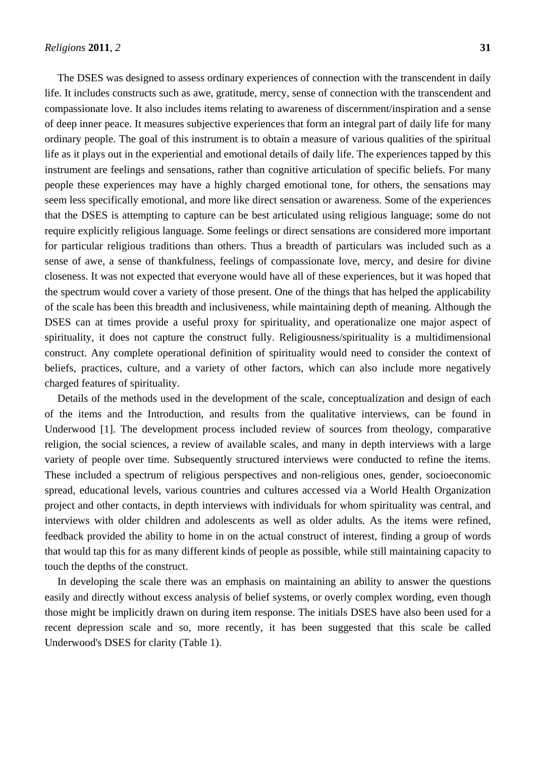The DSES was designed to assess ordinary experiences of connection with the transcendent in daily life. It includes constructs such as awe, gratitude, mercy, sense of connection with the transcendent and compassionate love. It also includes items relating to awareness of discernment/inspiration and a sense of deep inner peace. It measures subjective experiences that form an integral part of daily life for many ordinary people. The goal of this instrument is to obtain a measure of various qualities of the spiritual life as it plays out in the experiential and emotional details of daily life. The experiences tapped by this instrument are feelings and sensations, rather than cognitive articulation of specific beliefs. For many people these experiences may have a highly charged emotional tone, for others, the sensations may seem less specifically emotional, and more like direct sensation or awareness. Some of the experiences that the DSES is attempting to capture can be best articulated using religious language; some do not require explicitly religious language. Some feelings or direct sensations are considered more important for particular religious traditions than others. Thus a breadth of particulars was included such as a sense of awe, a sense of thankfulness, feelings of compassionate love, mercy, and desire for divine closeness. It was not expected that everyone would have all of these experiences, but it was hoped that the spectrum would cover a variety of those present. One of the things that has helped the applicability of the scale has been this breadth and inclusiveness, while maintaining depth of meaning. Although the DSES can at times provide a useful proxy for spirituality, and operationalize one major aspect of spirituality, it does not capture the construct fully. Religiousness/spirituality is a multidimensional construct. Any complete operational definition of spirituality would need to consider the context of beliefs, practices, culture, and a variety of other factors, which can also include more negatively charged features of spirituality.

Details of the methods used in the development of the scale, conceptualization and design of each of the items and the Introduction, and results from the qualitative interviews, can be found in Underwood [1]. The development process included review of sources from theology, comparative religion, the social sciences, a review of available scales, and many in depth interviews with a large variety of people over time. Subsequently structured interviews were conducted to refine the items. These included a spectrum of religious perspectives and non-religious ones, gender, socioeconomic spread, educational levels, various countries and cultures accessed via a World Health Organization project and other contacts, in depth interviews with individuals for whom spirituality was central, and interviews with older children and adolescents as well as older adults. As the items were refined, feedback provided the ability to home in on the actual construct of interest, finding a group of words that would tap this for as many different kinds of people as possible, while still maintaining capacity to touch the depths of the construct.

In developing the scale there was an emphasis on maintaining an ability to answer the questions easily and directly without excess analysis of belief systems, or overly complex wording, even though those might be implicitly drawn on during item response. The initials DSES have also been used for a recent depression scale and so, more recently, it has been suggested that this scale be called Underwood's DSES for clarity (Table 1).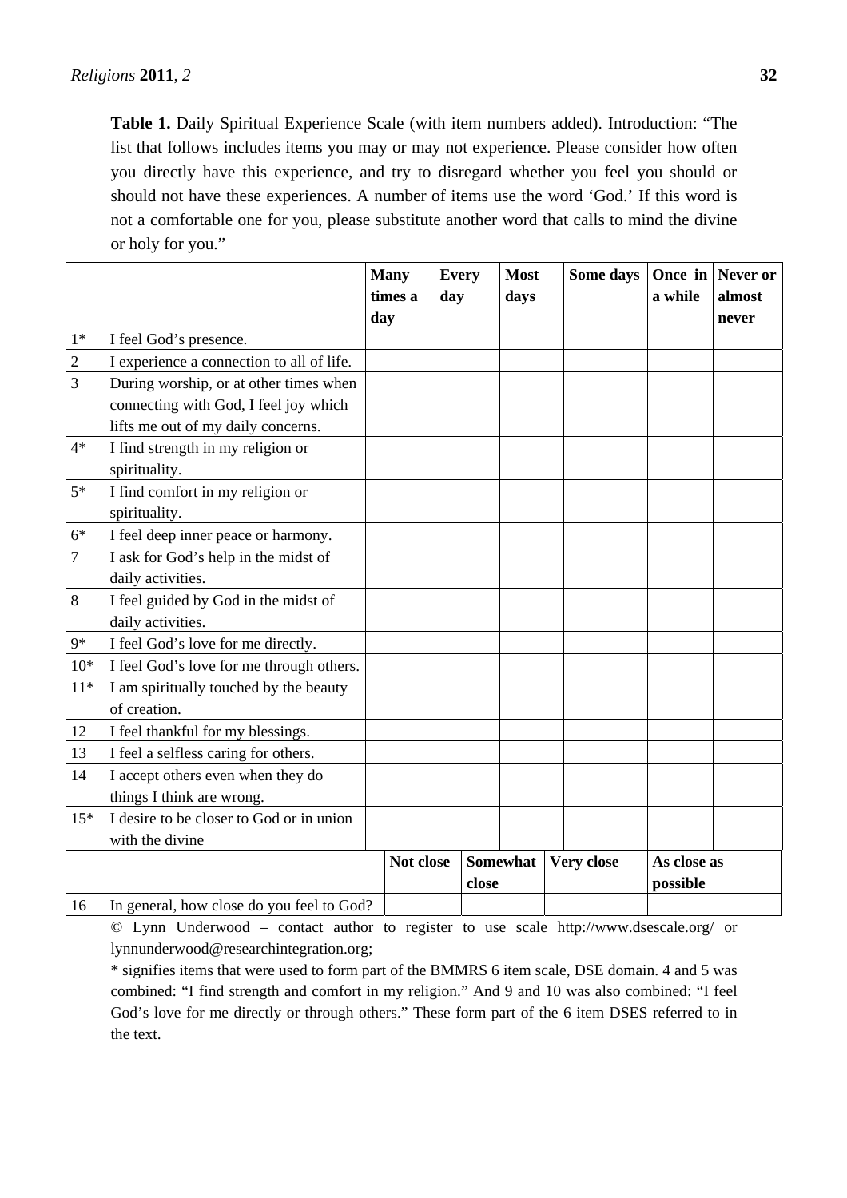**Table 1.** Daily Spiritual Experience Scale (with item numbers added). Introduction: "The list that follows includes items you may or may not experience. Please consider how often you directly have this experience, and try to disregard whether you feel you should or should not have these experiences. A number of items use the word 'God.' If this word is not a comfortable one for you, please substitute another word that calls to mind the divine or holy for you."

| | | Many times a day | Every day | Most days | Some days | Once in a while | Never or almost never |
|---|---|---|---|---|---|---|---|
| 1* | I feel God's presence. | | | | | | |
| 2 | I experience a connection to all of life. | | | | | | |
| 3 | During worship, or at other times when connecting with God, I feel joy which lifts me out of my daily concerns. | | | | | | |
| 4* | I find strength in my religion or spirituality. | | | | | | |
| 5* | I find comfort in my religion or spirituality. | | | | | | |
| 6* | I feel deep inner peace or harmony. | | | | | | |
| 7 | I ask for God's help in the midst of daily activities. | | | | | | |
| 8 | I feel guided by God in the midst of daily activities. | | | | | | |
| 9* | I feel God's love for me directly. | | | | | | |
| 10* | I feel God's love for me through others. | | | | | | |
| 11* | I am spiritually touched by the beauty of creation. | | | | | | |
| 12 | I feel thankful for my blessings. | | | | | | |
| 13 | I feel a selfless caring for others. | | | | | | |
| 14 | I accept others even when they do things I think are wrong. | | | | | | |
| 15* | I desire to be closer to God or in union with the divine | | | | | | |
| | | **Not close** | **Somewhat close** | **Very close** | **As close as possible** | | |
| 16 | In general, how close do you feel to God? | | | | | | |

© Lynn Underwood – contact author to register to use scale http://www.dsescale.org/ or lynnunderwood@researchintegration.org;

* signifies items that were used to form part of the BMMRS 6 item scale, DSE domain. 4 and 5 was combined: "I find strength and comfort in my religion." And 9 and 10 was also combined: "I feel God's love for me directly or through others." These form part of the 6 item DSES referred to in the text.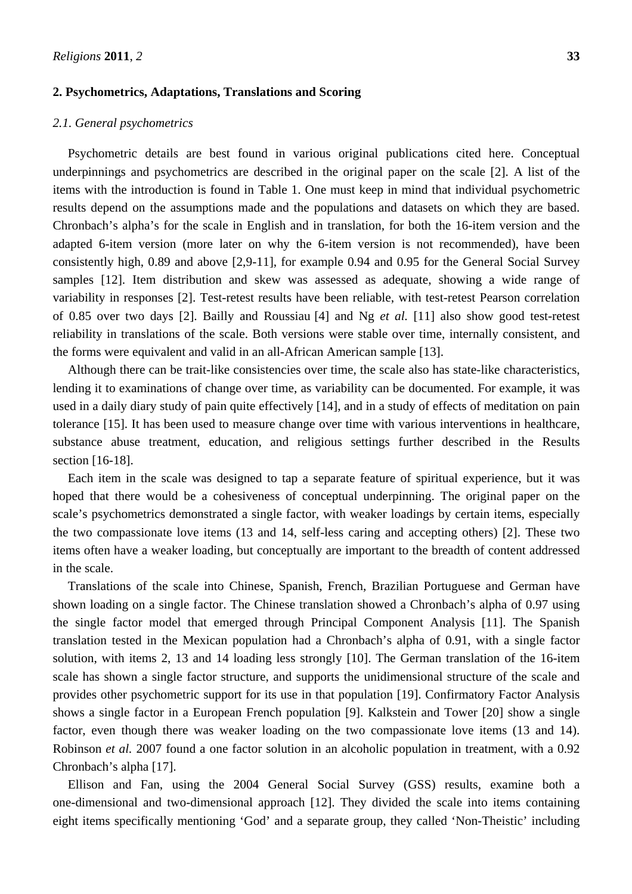## 2. Psychometrics, Adaptations, Translations and Scoring

### *2.1. General psychometrics*

Psychometric details are best found in various original publications cited here. Conceptual underpinnings and psychometrics are described in the original paper on the scale [2]. A list of the items with the introduction is found in Table 1. One must keep in mind that individual psychometric results depend on the assumptions made and the populations and datasets on which they are based. Chronbach's alpha's for the scale in English and in translation, for both the 16-item version and the adapted 6-item version (more later on why the 6-item version is not recommended), have been consistently high, 0.89 and above [2,9-11], for example 0.94 and 0.95 for the General Social Survey samples [12]. Item distribution and skew was assessed as adequate, showing a wide range of variability in responses [2]. Test-retest results have been reliable, with test-retest Pearson correlation of 0.85 over two days [2]. Bailly and Roussiau [4] and Ng *et al.* [11] also show good test-retest reliability in translations of the scale. Both versions were stable over time, internally consistent, and the forms were equivalent and valid in an all-African American sample [13].

Although there can be trait-like consistencies over time, the scale also has state-like characteristics, lending it to examinations of change over time, as variability can be documented. For example, it was used in a daily diary study of pain quite effectively [14], and in a study of effects of meditation on pain tolerance [15]. It has been used to measure change over time with various interventions in healthcare, substance abuse treatment, education, and religious settings further described in the Results section [16-18].

Each item in the scale was designed to tap a separate feature of spiritual experience, but it was hoped that there would be a cohesiveness of conceptual underpinning. The original paper on the scale's psychometrics demonstrated a single factor, with weaker loadings by certain items, especially the two compassionate love items (13 and 14, self-less caring and accepting others) [2]. These two items often have a weaker loading, but conceptually are important to the breadth of content addressed in the scale.

Translations of the scale into Chinese, Spanish, French, Brazilian Portuguese and German have shown loading on a single factor. The Chinese translation showed a Chronbach's alpha of 0.97 using the single factor model that emerged through Principal Component Analysis [11]. The Spanish translation tested in the Mexican population had a Chronbach's alpha of 0.91, with a single factor solution, with items 2, 13 and 14 loading less strongly [10]. The German translation of the 16-item scale has shown a single factor structure, and supports the unidimensional structure of the scale and provides other psychometric support for its use in that population [19]. Confirmatory Factor Analysis shows a single factor in a European French population [9]. Kalkstein and Tower [20] show a single factor, even though there was weaker loading on the two compassionate love items (13 and 14). Robinson *et al.* 2007 found a one factor solution in an alcoholic population in treatment, with a 0.92 Chronbach's alpha [17].

Ellison and Fan, using the 2004 General Social Survey (GSS) results, examine both a one-dimensional and two-dimensional approach [12]. They divided the scale into items containing eight items specifically mentioning 'God' and a separate group, they called 'Non-Theistic' including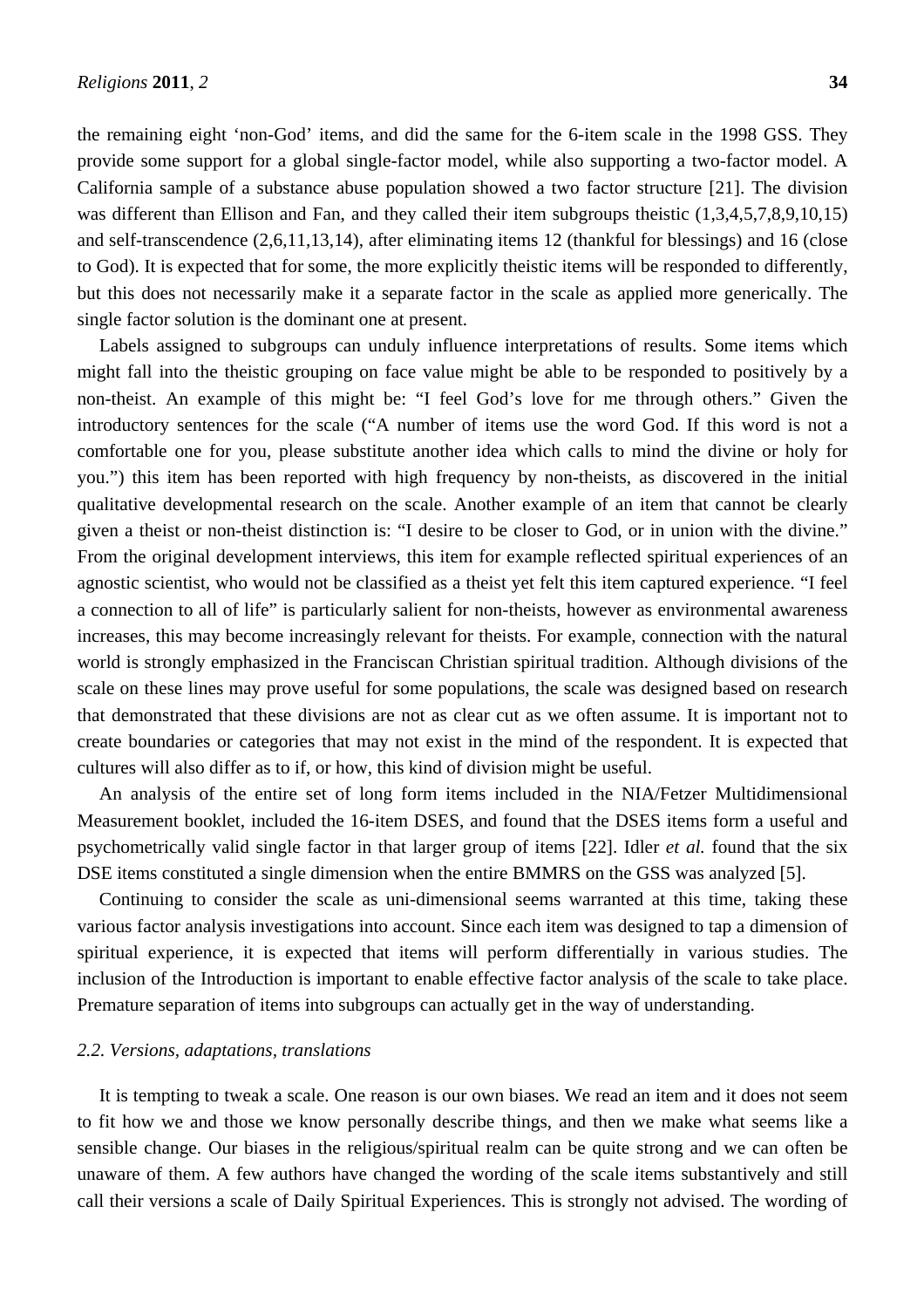the remaining eight 'non-God' items, and did the same for the 6-item scale in the 1998 GSS. They provide some support for a global single-factor model, while also supporting a two-factor model. A California sample of a substance abuse population showed a two factor structure [21]. The division was different than Ellison and Fan, and they called their item subgroups theistic (1,3,4,5,7,8,9,10,15) and self-transcendence (2,6,11,13,14), after eliminating items 12 (thankful for blessings) and 16 (close to God). It is expected that for some, the more explicitly theistic items will be responded to differently, but this does not necessarily make it a separate factor in the scale as applied more generically. The single factor solution is the dominant one at present.

Labels assigned to subgroups can unduly influence interpretations of results. Some items which might fall into the theistic grouping on face value might be able to be responded to positively by a non-theist. An example of this might be: "I feel God's love for me through others." Given the introductory sentences for the scale ("A number of items use the word God. If this word is not a comfortable one for you, please substitute another idea which calls to mind the divine or holy for you.") this item has been reported with high frequency by non-theists, as discovered in the initial qualitative developmental research on the scale. Another example of an item that cannot be clearly given a theist or non-theist distinction is: "I desire to be closer to God, or in union with the divine." From the original development interviews, this item for example reflected spiritual experiences of an agnostic scientist, who would not be classified as a theist yet felt this item captured experience. "I feel a connection to all of life" is particularly salient for non-theists, however as environmental awareness increases, this may become increasingly relevant for theists. For example, connection with the natural world is strongly emphasized in the Franciscan Christian spiritual tradition. Although divisions of the scale on these lines may prove useful for some populations, the scale was designed based on research that demonstrated that these divisions are not as clear cut as we often assume. It is important not to create boundaries or categories that may not exist in the mind of the respondent. It is expected that cultures will also differ as to if, or how, this kind of division might be useful.

An analysis of the entire set of long form items included in the NIA/Fetzer Multidimensional Measurement booklet, included the 16-item DSES, and found that the DSES items form a useful and psychometrically valid single factor in that larger group of items [22]. Idler *et al.* found that the six DSE items constituted a single dimension when the entire BMMRS on the GSS was analyzed [5].

Continuing to consider the scale as uni-dimensional seems warranted at this time, taking these various factor analysis investigations into account. Since each item was designed to tap a dimension of spiritual experience, it is expected that items will perform differentially in various studies. The inclusion of the Introduction is important to enable effective factor analysis of the scale to take place. Premature separation of items into subgroups can actually get in the way of understanding.

### *2.2. Versions, adaptations, translations*

It is tempting to tweak a scale. One reason is our own biases. We read an item and it does not seem to fit how we and those we know personally describe things, and then we make what seems like a sensible change. Our biases in the religious/spiritual realm can be quite strong and we can often be unaware of them. A few authors have changed the wording of the scale items substantively and still call their versions a scale of Daily Spiritual Experiences. This is strongly not advised. The wording of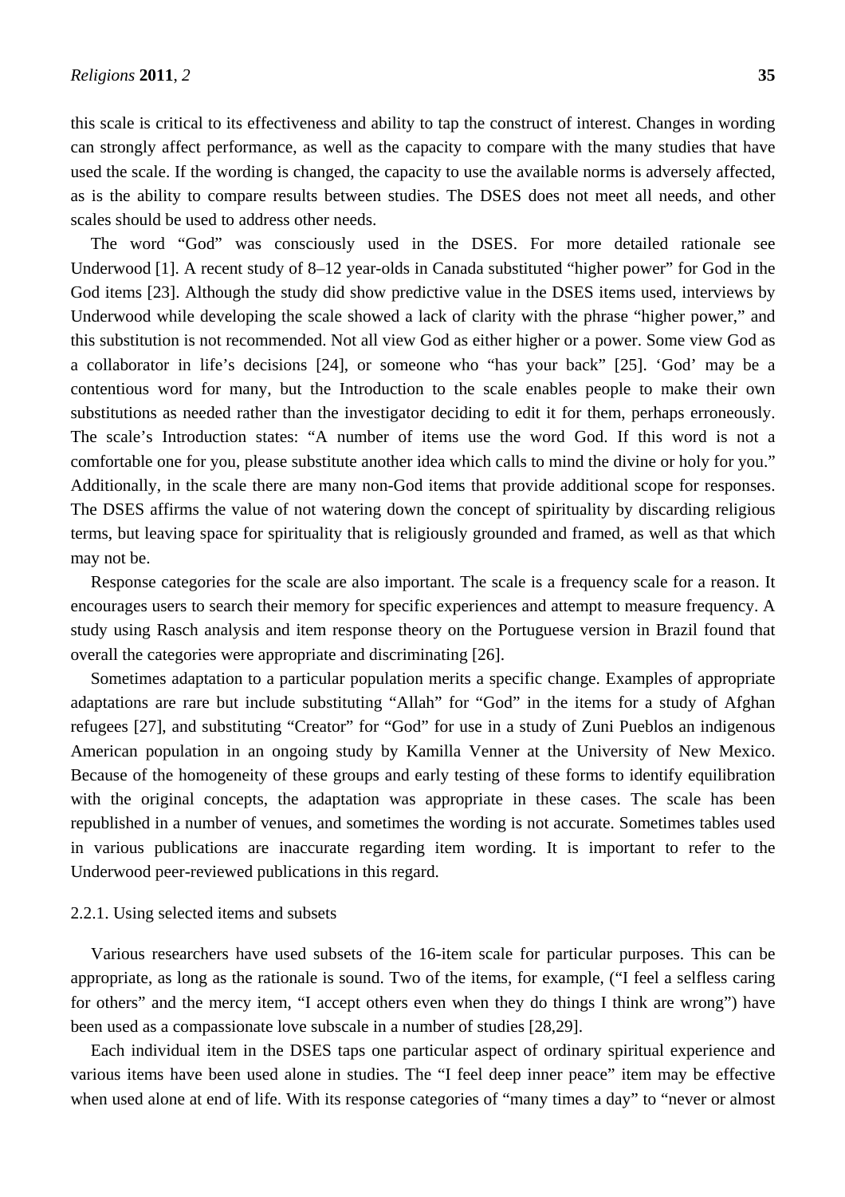this scale is critical to its effectiveness and ability to tap the construct of interest. Changes in wording can strongly affect performance, as well as the capacity to compare with the many studies that have used the scale. If the wording is changed, the capacity to use the available norms is adversely affected, as is the ability to compare results between studies. The DSES does not meet all needs, and other scales should be used to address other needs.

The word "God" was consciously used in the DSES. For more detailed rationale see Underwood [1]. A recent study of 8–12 year-olds in Canada substituted "higher power" for God in the God items [23]. Although the study did show predictive value in the DSES items used, interviews by Underwood while developing the scale showed a lack of clarity with the phrase "higher power," and this substitution is not recommended. Not all view God as either higher or a power. Some view God as a collaborator in life's decisions [24], or someone who "has your back" [25]. 'God' may be a contentious word for many, but the Introduction to the scale enables people to make their own substitutions as needed rather than the investigator deciding to edit it for them, perhaps erroneously. The scale's Introduction states: "A number of items use the word God. If this word is not a comfortable one for you, please substitute another idea which calls to mind the divine or holy for you." Additionally, in the scale there are many non-God items that provide additional scope for responses. The DSES affirms the value of not watering down the concept of spirituality by discarding religious terms, but leaving space for spirituality that is religiously grounded and framed, as well as that which may not be.

Response categories for the scale are also important. The scale is a frequency scale for a reason. It encourages users to search their memory for specific experiences and attempt to measure frequency. A study using Rasch analysis and item response theory on the Portuguese version in Brazil found that overall the categories were appropriate and discriminating [26].

Sometimes adaptation to a particular population merits a specific change. Examples of appropriate adaptations are rare but include substituting "Allah" for "God" in the items for a study of Afghan refugees [27], and substituting "Creator" for "God" for use in a study of Zuni Pueblos an indigenous American population in an ongoing study by Kamilla Venner at the University of New Mexico. Because of the homogeneity of these groups and early testing of these forms to identify equilibration with the original concepts, the adaptation was appropriate in these cases. The scale has been republished in a number of venues, and sometimes the wording is not accurate. Sometimes tables used in various publications are inaccurate regarding item wording. It is important to refer to the Underwood peer-reviewed publications in this regard.

#### 2.2.1. Using selected items and subsets

Various researchers have used subsets of the 16-item scale for particular purposes. This can be appropriate, as long as the rationale is sound. Two of the items, for example, ("I feel a selfless caring for others" and the mercy item, "I accept others even when they do things I think are wrong") have been used as a compassionate love subscale in a number of studies [28,29].

Each individual item in the DSES taps one particular aspect of ordinary spiritual experience and various items have been used alone in studies. The "I feel deep inner peace" item may be effective when used alone at end of life. With its response categories of "many times a day" to "never or almost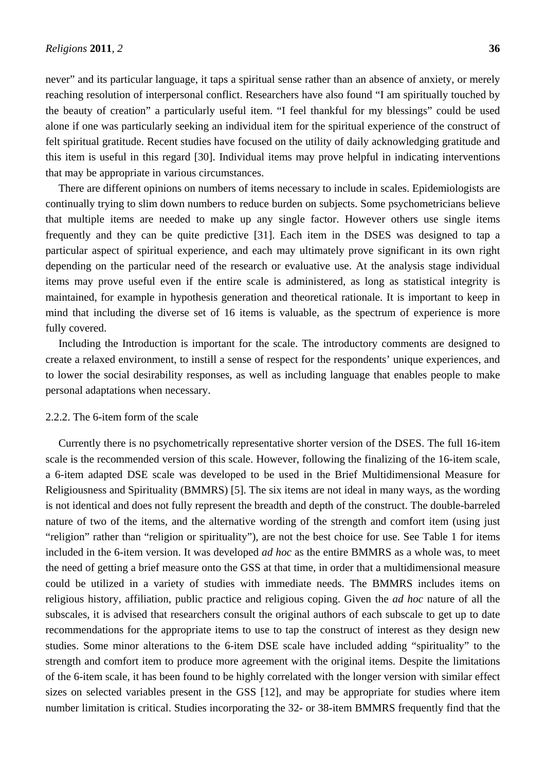never" and its particular language, it taps a spiritual sense rather than an absence of anxiety, or merely reaching resolution of interpersonal conflict. Researchers have also found "I am spiritually touched by the beauty of creation" a particularly useful item. "I feel thankful for my blessings" could be used alone if one was particularly seeking an individual item for the spiritual experience of the construct of felt spiritual gratitude. Recent studies have focused on the utility of daily acknowledging gratitude and this item is useful in this regard [30]. Individual items may prove helpful in indicating interventions that may be appropriate in various circumstances.

There are different opinions on numbers of items necessary to include in scales. Epidemiologists are continually trying to slim down numbers to reduce burden on subjects. Some psychometricians believe that multiple items are needed to make up any single factor. However others use single items frequently and they can be quite predictive [31]. Each item in the DSES was designed to tap a particular aspect of spiritual experience, and each may ultimately prove significant in its own right depending on the particular need of the research or evaluative use. At the analysis stage individual items may prove useful even if the entire scale is administered, as long as statistical integrity is maintained, for example in hypothesis generation and theoretical rationale. It is important to keep in mind that including the diverse set of 16 items is valuable, as the spectrum of experience is more fully covered.

Including the Introduction is important for the scale. The introductory comments are designed to create a relaxed environment, to instill a sense of respect for the respondents' unique experiences, and to lower the social desirability responses, as well as including language that enables people to make personal adaptations when necessary.

### 2.2.2. The 6-item form of the scale

Currently there is no psychometrically representative shorter version of the DSES. The full 16-item scale is the recommended version of this scale. However, following the finalizing of the 16-item scale, a 6-item adapted DSE scale was developed to be used in the Brief Multidimensional Measure for Religiousness and Spirituality (BMMRS) [5]. The six items are not ideal in many ways, as the wording is not identical and does not fully represent the breadth and depth of the construct. The double-barreled nature of two of the items, and the alternative wording of the strength and comfort item (using just "religion" rather than "religion or spirituality"), are not the best choice for use. See Table 1 for items included in the 6-item version. It was developed *ad hoc* as the entire BMMRS as a whole was, to meet the need of getting a brief measure onto the GSS at that time, in order that a multidimensional measure could be utilized in a variety of studies with immediate needs. The BMMRS includes items on religious history, affiliation, public practice and religious coping. Given the *ad hoc* nature of all the subscales, it is advised that researchers consult the original authors of each subscale to get up to date recommendations for the appropriate items to use to tap the construct of interest as they design new studies. Some minor alterations to the 6-item DSE scale have included adding "spirituality" to the strength and comfort item to produce more agreement with the original items. Despite the limitations of the 6-item scale, it has been found to be highly correlated with the longer version with similar effect sizes on selected variables present in the GSS [12], and may be appropriate for studies where item number limitation is critical. Studies incorporating the 32- or 38-item BMMRS frequently find that the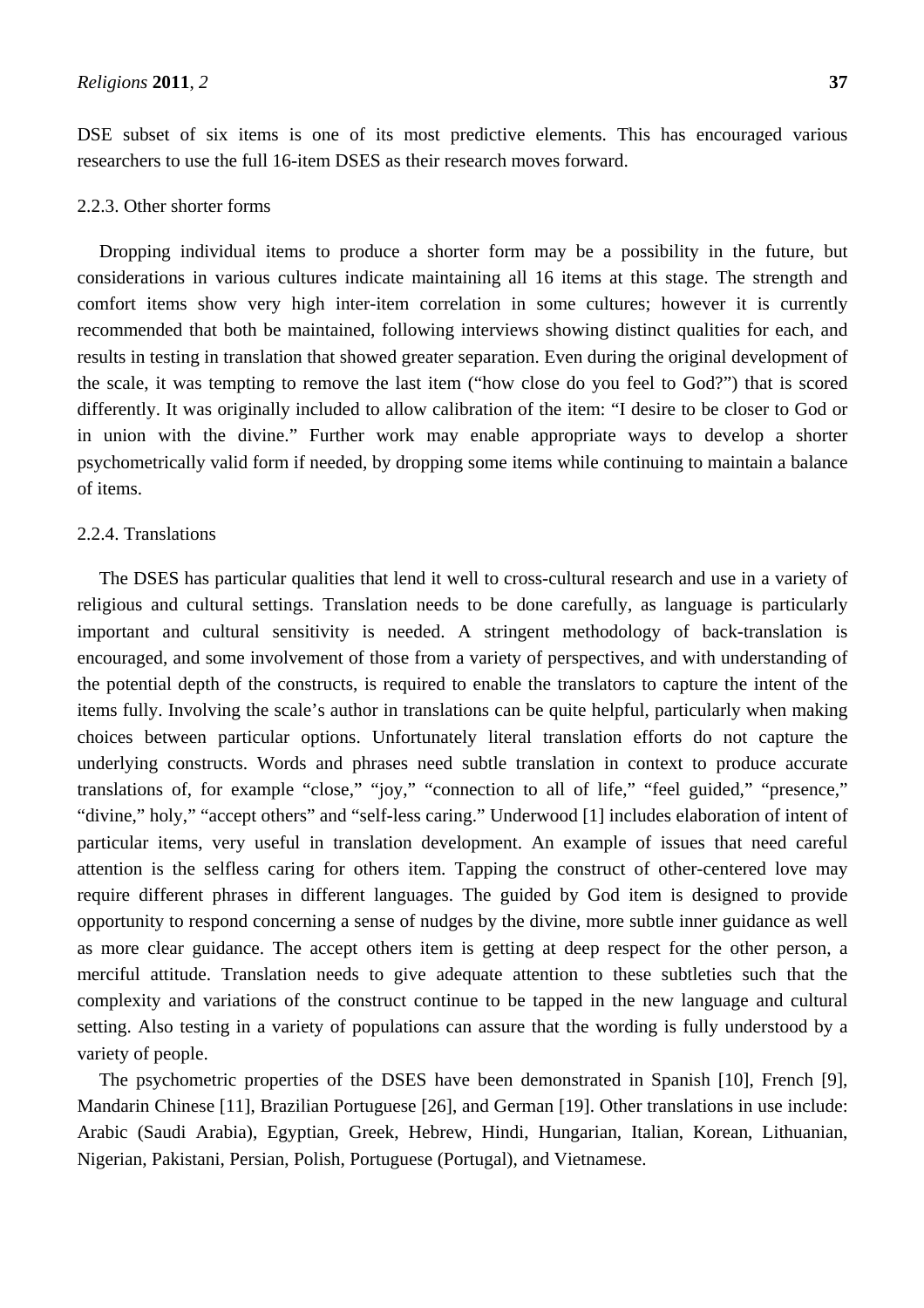DSE subset of six items is one of its most predictive elements. This has encouraged various researchers to use the full 16-item DSES as their research moves forward.

#### 2.2.3. Other shorter forms

Dropping individual items to produce a shorter form may be a possibility in the future, but considerations in various cultures indicate maintaining all 16 items at this stage. The strength and comfort items show very high inter-item correlation in some cultures; however it is currently recommended that both be maintained, following interviews showing distinct qualities for each, and results in testing in translation that showed greater separation. Even during the original development of the scale, it was tempting to remove the last item ("how close do you feel to God?") that is scored differently. It was originally included to allow calibration of the item: "I desire to be closer to God or in union with the divine." Further work may enable appropriate ways to develop a shorter psychometrically valid form if needed, by dropping some items while continuing to maintain a balance of items.

#### 2.2.4. Translations

The DSES has particular qualities that lend it well to cross-cultural research and use in a variety of religious and cultural settings. Translation needs to be done carefully, as language is particularly important and cultural sensitivity is needed. A stringent methodology of back-translation is encouraged, and some involvement of those from a variety of perspectives, and with understanding of the potential depth of the constructs, is required to enable the translators to capture the intent of the items fully. Involving the scale's author in translations can be quite helpful, particularly when making choices between particular options. Unfortunately literal translation efforts do not capture the underlying constructs. Words and phrases need subtle translation in context to produce accurate translations of, for example "close," "joy," "connection to all of life," "feel guided," "presence," "divine," holy," "accept others" and "self-less caring." Underwood [1] includes elaboration of intent of particular items, very useful in translation development. An example of issues that need careful attention is the selfless caring for others item. Tapping the construct of other-centered love may require different phrases in different languages. The guided by God item is designed to provide opportunity to respond concerning a sense of nudges by the divine, more subtle inner guidance as well as more clear guidance. The accept others item is getting at deep respect for the other person, a merciful attitude. Translation needs to give adequate attention to these subtleties such that the complexity and variations of the construct continue to be tapped in the new language and cultural setting. Also testing in a variety of populations can assure that the wording is fully understood by a variety of people.

The psychometric properties of the DSES have been demonstrated in Spanish [10], French [9], Mandarin Chinese [11], Brazilian Portuguese [26], and German [19]. Other translations in use include: Arabic (Saudi Arabia), Egyptian, Greek, Hebrew, Hindi, Hungarian, Italian, Korean, Lithuanian, Nigerian, Pakistani, Persian, Polish, Portuguese (Portugal), and Vietnamese.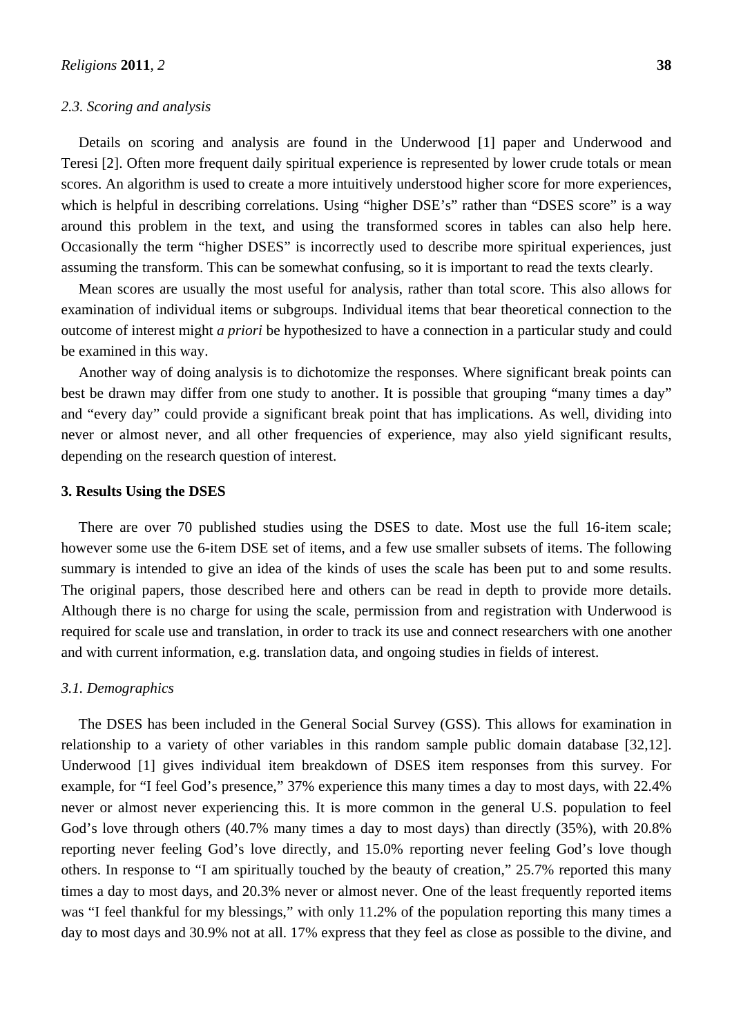### 2.3. Scoring and analysis

Details on scoring and analysis are found in the Underwood [1] paper and Underwood and Teresi [2]. Often more frequent daily spiritual experience is represented by lower crude totals or mean scores. An algorithm is used to create a more intuitively understood higher score for more experiences, which is helpful in describing correlations. Using "higher DSE's" rather than "DSES score" is a way around this problem in the text, and using the transformed scores in tables can also help here. Occasionally the term "higher DSES" is incorrectly used to describe more spiritual experiences, just assuming the transform. This can be somewhat confusing, so it is important to read the texts clearly.

Mean scores are usually the most useful for analysis, rather than total score. This also allows for examination of individual items or subgroups. Individual items that bear theoretical connection to the outcome of interest might *a priori* be hypothesized to have a connection in a particular study and could be examined in this way.

Another way of doing analysis is to dichotomize the responses. Where significant break points can best be drawn may differ from one study to another. It is possible that grouping "many times a day" and "every day" could provide a significant break point that has implications. As well, dividing into never or almost never, and all other frequencies of experience, may also yield significant results, depending on the research question of interest.

## 3. Results Using the DSES

There are over 70 published studies using the DSES to date. Most use the full 16-item scale; however some use the 6-item DSE set of items, and a few use smaller subsets of items. The following summary is intended to give an idea of the kinds of uses the scale has been put to and some results. The original papers, those described here and others can be read in depth to provide more details. Although there is no charge for using the scale, permission from and registration with Underwood is required for scale use and translation, in order to track its use and connect researchers with one another and with current information, e.g. translation data, and ongoing studies in fields of interest.

### 3.1. Demographics

The DSES has been included in the General Social Survey (GSS). This allows for examination in relationship to a variety of other variables in this random sample public domain database [32,12]. Underwood [1] gives individual item breakdown of DSES item responses from this survey. For example, for "I feel God's presence," 37% experience this many times a day to most days, with 22.4% never or almost never experiencing this. It is more common in the general U.S. population to feel God's love through others (40.7% many times a day to most days) than directly (35%), with 20.8% reporting never feeling God's love directly, and 15.0% reporting never feeling God's love though others. In response to "I am spiritually touched by the beauty of creation," 25.7% reported this many times a day to most days, and 20.3% never or almost never. One of the least frequently reported items was "I feel thankful for my blessings," with only 11.2% of the population reporting this many times a day to most days and 30.9% not at all. 17% express that they feel as close as possible to the divine, and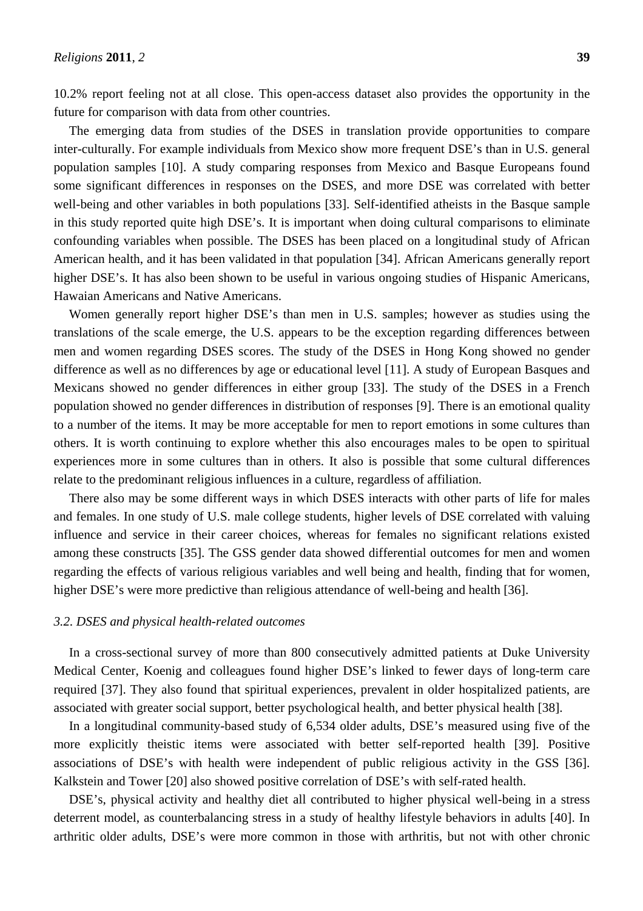10.2% report feeling not at all close. This open-access dataset also provides the opportunity in the future for comparison with data from other countries.

The emerging data from studies of the DSES in translation provide opportunities to compare inter-culturally. For example individuals from Mexico show more frequent DSE's than in U.S. general population samples [10]. A study comparing responses from Mexico and Basque Europeans found some significant differences in responses on the DSES, and more DSE was correlated with better well-being and other variables in both populations [33]. Self-identified atheists in the Basque sample in this study reported quite high DSE's. It is important when doing cultural comparisons to eliminate confounding variables when possible. The DSES has been placed on a longitudinal study of African American health, and it has been validated in that population [34]. African Americans generally report higher DSE's. It has also been shown to be useful in various ongoing studies of Hispanic Americans, Hawaiian Americans and Native Americans.

Women generally report higher DSE's than men in U.S. samples; however as studies using the translations of the scale emerge, the U.S. appears to be the exception regarding differences between men and women regarding DSES scores. The study of the DSES in Hong Kong showed no gender difference as well as no differences by age or educational level [11]. A study of European Basques and Mexicans showed no gender differences in either group [33]. The study of the DSES in a French population showed no gender differences in distribution of responses [9]. There is an emotional quality to a number of the items. It may be more acceptable for men to report emotions in some cultures than others. It is worth continuing to explore whether this also encourages males to be open to spiritual experiences more in some cultures than in others. It also is possible that some cultural differences relate to the predominant religious influences in a culture, regardless of affiliation.

There also may be some different ways in which DSES interacts with other parts of life for males and females. In one study of U.S. male college students, higher levels of DSE correlated with valuing influence and service in their career choices, whereas for females no significant relations existed among these constructs [35]. The GSS gender data showed differential outcomes for men and women regarding the effects of various religious variables and well being and health, finding that for women, higher DSE's were more predictive than religious attendance of well-being and health [36].

### *3.2. DSES and physical health-related outcomes*

In a cross-sectional survey of more than 800 consecutively admitted patients at Duke University Medical Center, Koenig and colleagues found higher DSE's linked to fewer days of long-term care required [37]. They also found that spiritual experiences, prevalent in older hospitalized patients, are associated with greater social support, better psychological health, and better physical health [38].

In a longitudinal community-based study of 6,534 older adults, DSE's measured using five of the more explicitly theistic items were associated with better self-reported health [39]. Positive associations of DSE's with health were independent of public religious activity in the GSS [36]. Kalkstein and Tower [20] also showed positive correlation of DSE's with self-rated health.

DSE's, physical activity and healthy diet all contributed to higher physical well-being in a stress deterrent model, as counterbalancing stress in a study of healthy lifestyle behaviors in adults [40]. In arthritic older adults, DSE's were more common in those with arthritis, but not with other chronic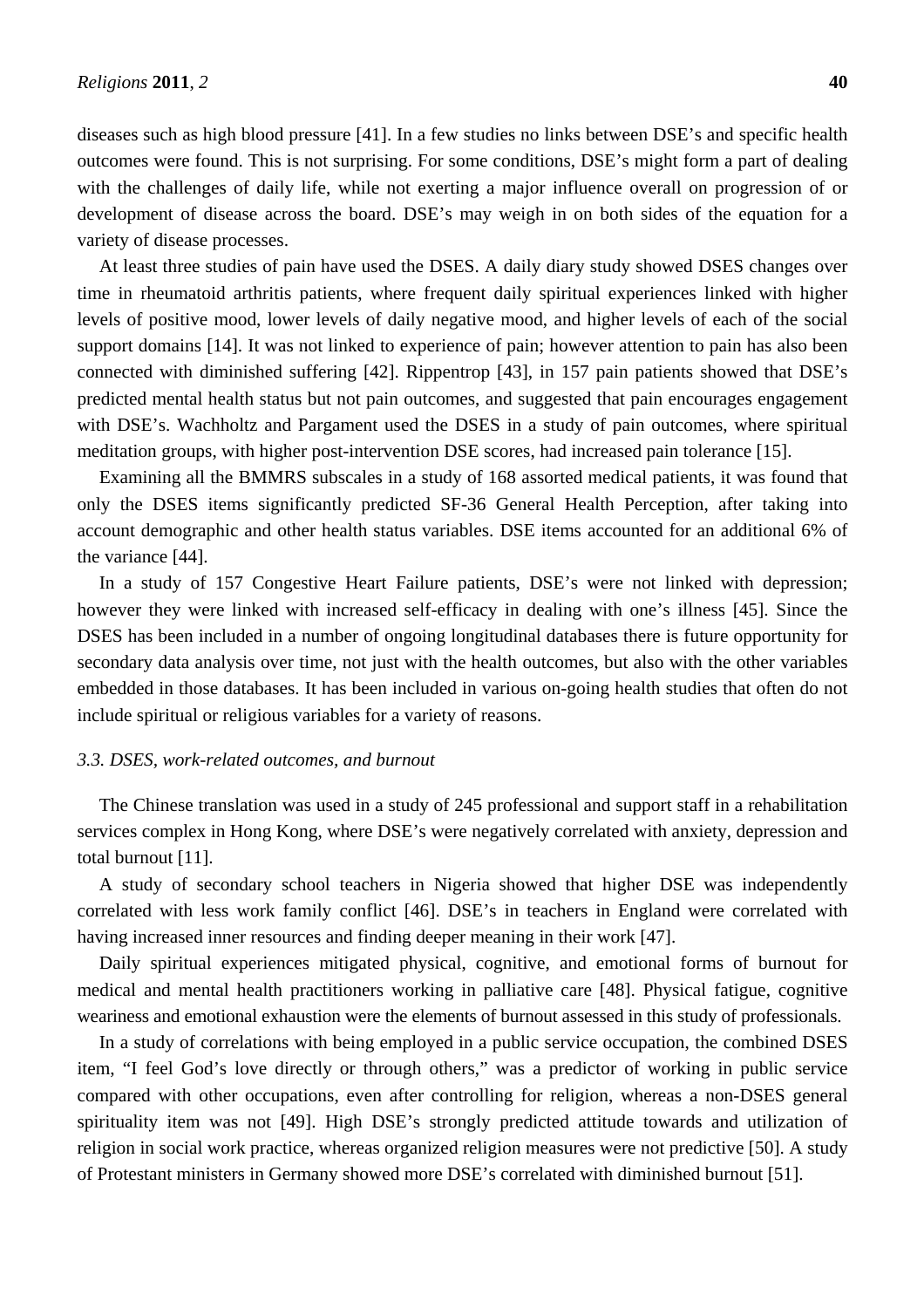diseases such as high blood pressure [41]. In a few studies no links between DSE's and specific health outcomes were found. This is not surprising. For some conditions, DSE's might form a part of dealing with the challenges of daily life, while not exerting a major influence overall on progression of or development of disease across the board. DSE's may weigh in on both sides of the equation for a variety of disease processes.

At least three studies of pain have used the DSES. A daily diary study showed DSES changes over time in rheumatoid arthritis patients, where frequent daily spiritual experiences linked with higher levels of positive mood, lower levels of daily negative mood, and higher levels of each of the social support domains [14]. It was not linked to experience of pain; however attention to pain has also been connected with diminished suffering [42]. Rippentrop [43], in 157 pain patients showed that DSE's predicted mental health status but not pain outcomes, and suggested that pain encourages engagement with DSE's. Wachholtz and Pargament used the DSES in a study of pain outcomes, where spiritual meditation groups, with higher post-intervention DSE scores, had increased pain tolerance [15].

Examining all the BMMRS subscales in a study of 168 assorted medical patients, it was found that only the DSES items significantly predicted SF-36 General Health Perception, after taking into account demographic and other health status variables. DSE items accounted for an additional 6% of the variance [44].

In a study of 157 Congestive Heart Failure patients, DSE's were not linked with depression; however they were linked with increased self-efficacy in dealing with one's illness [45]. Since the DSES has been included in a number of ongoing longitudinal databases there is future opportunity for secondary data analysis over time, not just with the health outcomes, but also with the other variables embedded in those databases. It has been included in various on-going health studies that often do not include spiritual or religious variables for a variety of reasons.

### *3.3. DSES, work-related outcomes, and burnout*

The Chinese translation was used in a study of 245 professional and support staff in a rehabilitation services complex in Hong Kong, where DSE's were negatively correlated with anxiety, depression and total burnout [11].

A study of secondary school teachers in Nigeria showed that higher DSE was independently correlated with less work family conflict [46]. DSE's in teachers in England were correlated with having increased inner resources and finding deeper meaning in their work [47].

Daily spiritual experiences mitigated physical, cognitive, and emotional forms of burnout for medical and mental health practitioners working in palliative care [48]. Physical fatigue, cognitive weariness and emotional exhaustion were the elements of burnout assessed in this study of professionals.

In a study of correlations with being employed in a public service occupation, the combined DSES item, "I feel God's love directly or through others," was a predictor of working in public service compared with other occupations, even after controlling for religion, whereas a non-DSES general spirituality item was not [49]. High DSE's strongly predicted attitude towards and utilization of religion in social work practice, whereas organized religion measures were not predictive [50]. A study of Protestant ministers in Germany showed more DSE's correlated with diminished burnout [51].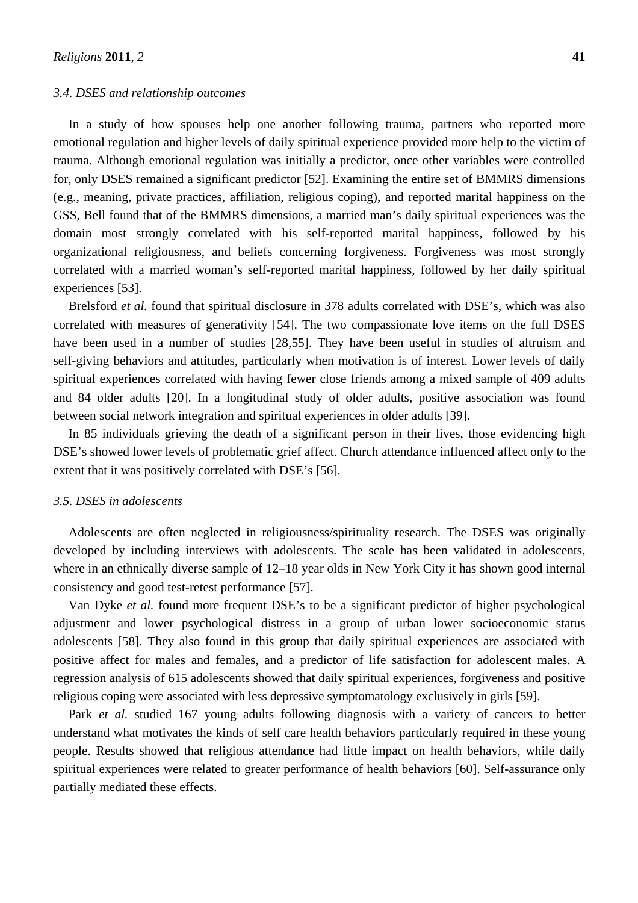### 3.4. DSES and relationship outcomes

In a study of how spouses help one another following trauma, partners who reported more emotional regulation and higher levels of daily spiritual experience provided more help to the victim of trauma. Although emotional regulation was initially a predictor, once other variables were controlled for, only DSES remained a significant predictor [52]. Examining the entire set of BMMRS dimensions (e.g., meaning, private practices, affiliation, religious coping), and reported marital happiness on the GSS, Bell found that of the BMMRS dimensions, a married man's daily spiritual experiences was the domain most strongly correlated with his self-reported marital happiness, followed by his organizational religiousness, and beliefs concerning forgiveness. Forgiveness was most strongly correlated with a married woman's self-reported marital happiness, followed by her daily spiritual experiences [53].

Brelsford *et al.* found that spiritual disclosure in 378 adults correlated with DSE's, which was also correlated with measures of generativity [54]. The two compassionate love items on the full DSES have been used in a number of studies [28,55]. They have been useful in studies of altruism and self-giving behaviors and attitudes, particularly when motivation is of interest. Lower levels of daily spiritual experiences correlated with having fewer close friends among a mixed sample of 409 adults and 84 older adults [20]. In a longitudinal study of older adults, positive association was found between social network integration and spiritual experiences in older adults [39].

In 85 individuals grieving the death of a significant person in their lives, those evidencing high DSE's showed lower levels of problematic grief affect. Church attendance influenced affect only to the extent that it was positively correlated with DSE's [56].

### 3.5. DSES in adolescents

Adolescents are often neglected in religiousness/spirituality research. The DSES was originally developed by including interviews with adolescents. The scale has been validated in adolescents, where in an ethnically diverse sample of 12–18 year olds in New York City it has shown good internal consistency and good test-retest performance [57].

Van Dyke *et al.* found more frequent DSE's to be a significant predictor of higher psychological adjustment and lower psychological distress in a group of urban lower socioeconomic status adolescents [58]. They also found in this group that daily spiritual experiences are associated with positive affect for males and females, and a predictor of life satisfaction for adolescent males. A regression analysis of 615 adolescents showed that daily spiritual experiences, forgiveness and positive religious coping were associated with less depressive symptomatology exclusively in girls [59].

Park *et al.* studied 167 young adults following diagnosis with a variety of cancers to better understand what motivates the kinds of self care health behaviors particularly required in these young people. Results showed that religious attendance had little impact on health behaviors, while daily spiritual experiences were related to greater performance of health behaviors [60]. Self-assurance only partially mediated these effects.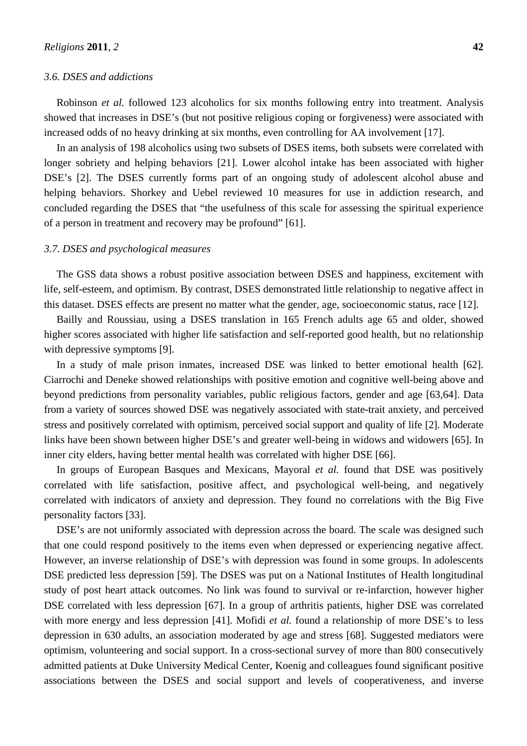### 3.6. DSES and addictions

Robinson *et al.* followed 123 alcoholics for six months following entry into treatment. Analysis showed that increases in DSE's (but not positive religious coping or forgiveness) were associated with increased odds of no heavy drinking at six months, even controlling for AA involvement [17].

In an analysis of 198 alcoholics using two subsets of DSES items, both subsets were correlated with longer sobriety and helping behaviors [21]. Lower alcohol intake has been associated with higher DSE's [2]. The DSES currently forms part of an ongoing study of adolescent alcohol abuse and helping behaviors. Shorkey and Uebel reviewed 10 measures for use in addiction research, and concluded regarding the DSES that "the usefulness of this scale for assessing the spiritual experience of a person in treatment and recovery may be profound" [61].

### 3.7. DSES and psychological measures

The GSS data shows a robust positive association between DSES and happiness, excitement with life, self-esteem, and optimism. By contrast, DSES demonstrated little relationship to negative affect in this dataset. DSES effects are present no matter what the gender, age, socioeconomic status, race [12].

Bailly and Roussiau, using a DSES translation in 165 French adults age 65 and older, showed higher scores associated with higher life satisfaction and self-reported good health, but no relationship with depressive symptoms [9].

In a study of male prison inmates, increased DSE was linked to better emotional health [62]. Ciarrochi and Deneke showed relationships with positive emotion and cognitive well-being above and beyond predictions from personality variables, public religious factors, gender and age [63,64]. Data from a variety of sources showed DSE was negatively associated with state-trait anxiety, and perceived stress and positively correlated with optimism, perceived social support and quality of life [2]. Moderate links have been shown between higher DSE's and greater well-being in widows and widowers [65]. In inner city elders, having better mental health was correlated with higher DSE [66].

In groups of European Basques and Mexicans, Mayoral *et al.* found that DSE was positively correlated with life satisfaction, positive affect, and psychological well-being, and negatively correlated with indicators of anxiety and depression. They found no correlations with the Big Five personality factors [33].

DSE's are not uniformly associated with depression across the board. The scale was designed such that one could respond positively to the items even when depressed or experiencing negative affect. However, an inverse relationship of DSE's with depression was found in some groups. In adolescents DSE predicted less depression [59]. The DSES was put on a National Institutes of Health longitudinal study of post heart attack outcomes. No link was found to survival or re-infarction, however higher DSE correlated with less depression [67]. In a group of arthritis patients, higher DSE was correlated with more energy and less depression [41]. Mofidi *et al.* found a relationship of more DSE's to less depression in 630 adults, an association moderated by age and stress [68]. Suggested mediators were optimism, volunteering and social support. In a cross-sectional survey of more than 800 consecutively admitted patients at Duke University Medical Center, Koenig and colleagues found significant positive associations between the DSES and social support and levels of cooperativeness, and inverse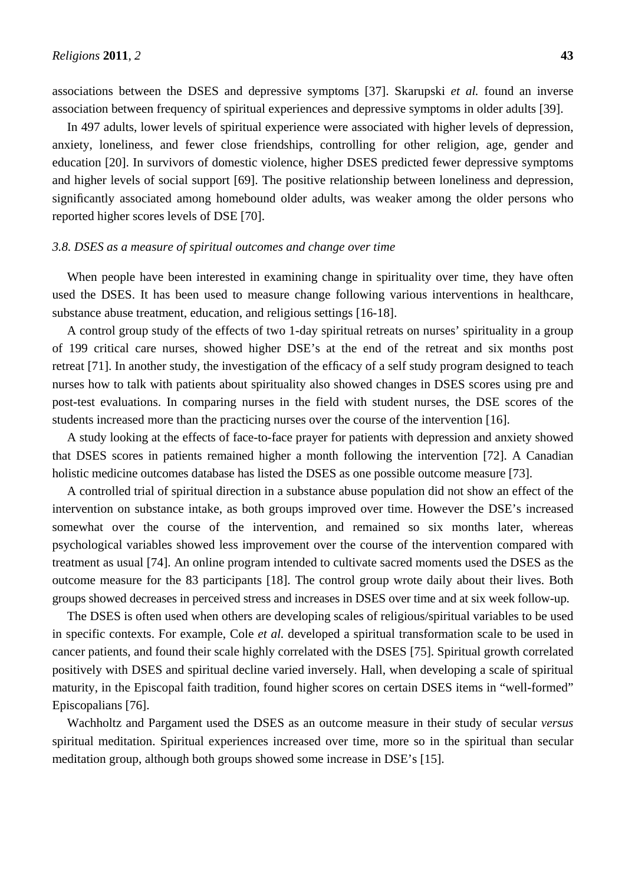associations between the DSES and depressive symptoms [37]. Skarupski *et al.* found an inverse association between frequency of spiritual experiences and depressive symptoms in older adults [39].

In 497 adults, lower levels of spiritual experience were associated with higher levels of depression, anxiety, loneliness, and fewer close friendships, controlling for other religion, age, gender and education [20]. In survivors of domestic violence, higher DSES predicted fewer depressive symptoms and higher levels of social support [69]. The positive relationship between loneliness and depression, significantly associated among homebound older adults, was weaker among the older persons who reported higher scores levels of DSE [70].

### *3.8. DSES as a measure of spiritual outcomes and change over time*

When people have been interested in examining change in spirituality over time, they have often used the DSES. It has been used to measure change following various interventions in healthcare, substance abuse treatment, education, and religious settings [16-18].

A control group study of the effects of two 1-day spiritual retreats on nurses' spirituality in a group of 199 critical care nurses, showed higher DSE's at the end of the retreat and six months post retreat [71]. In another study, the investigation of the efficacy of a self study program designed to teach nurses how to talk with patients about spirituality also showed changes in DSES scores using pre and post-test evaluations. In comparing nurses in the field with student nurses, the DSE scores of the students increased more than the practicing nurses over the course of the intervention [16].

A study looking at the effects of face-to-face prayer for patients with depression and anxiety showed that DSES scores in patients remained higher a month following the intervention [72]. A Canadian holistic medicine outcomes database has listed the DSES as one possible outcome measure [73].

A controlled trial of spiritual direction in a substance abuse population did not show an effect of the intervention on substance intake, as both groups improved over time. However the DSE's increased somewhat over the course of the intervention, and remained so six months later, whereas psychological variables showed less improvement over the course of the intervention compared with treatment as usual [74]. An online program intended to cultivate sacred moments used the DSES as the outcome measure for the 83 participants [18]. The control group wrote daily about their lives. Both groups showed decreases in perceived stress and increases in DSES over time and at six week follow-up.

The DSES is often used when others are developing scales of religious/spiritual variables to be used in specific contexts. For example, Cole *et al.* developed a spiritual transformation scale to be used in cancer patients, and found their scale highly correlated with the DSES [75]. Spiritual growth correlated positively with DSES and spiritual decline varied inversely. Hall, when developing a scale of spiritual maturity, in the Episcopal faith tradition, found higher scores on certain DSES items in "well-formed" Episcopalians [76].

Wachholtz and Pargament used the DSES as an outcome measure in their study of secular *versus* spiritual meditation. Spiritual experiences increased over time, more so in the spiritual than secular meditation group, although both groups showed some increase in DSE's [15].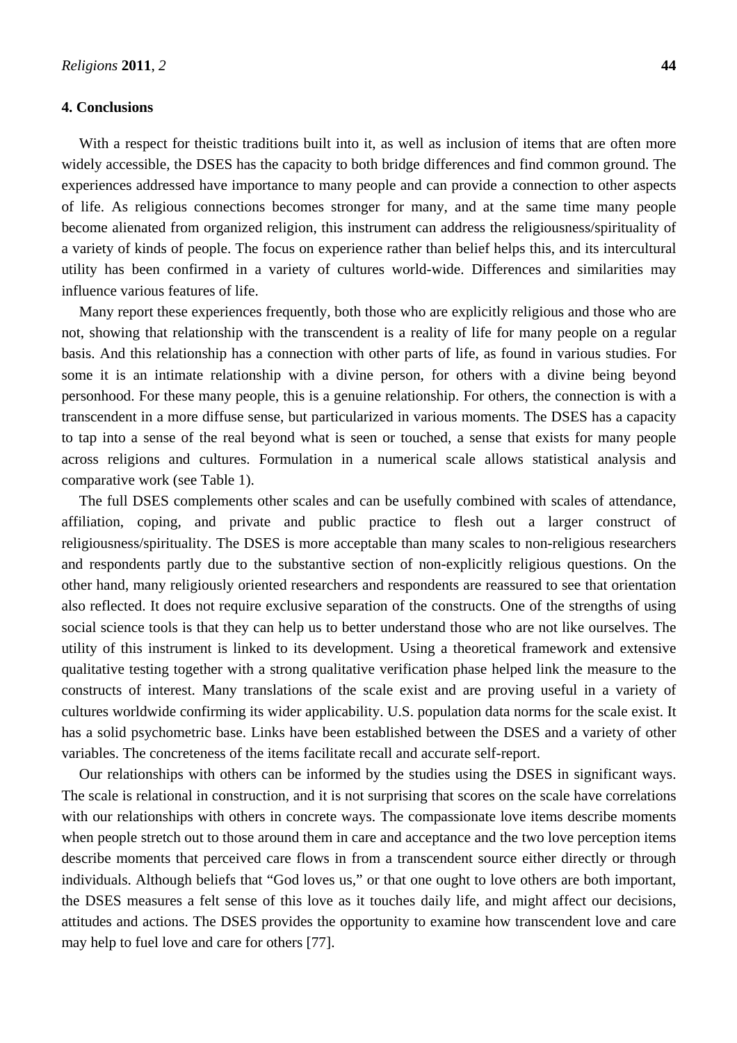## 4. Conclusions

With a respect for theistic traditions built into it, as well as inclusion of items that are often more widely accessible, the DSES has the capacity to both bridge differences and find common ground. The experiences addressed have importance to many people and can provide a connection to other aspects of life. As religious connections becomes stronger for many, and at the same time many people become alienated from organized religion, this instrument can address the religiousness/spirituality of a variety of kinds of people. The focus on experience rather than belief helps this, and its intercultural utility has been confirmed in a variety of cultures world-wide. Differences and similarities may influence various features of life.

Many report these experiences frequently, both those who are explicitly religious and those who are not, showing that relationship with the transcendent is a reality of life for many people on a regular basis. And this relationship has a connection with other parts of life, as found in various studies. For some it is an intimate relationship with a divine person, for others with a divine being beyond personhood. For these many people, this is a genuine relationship. For others, the connection is with a transcendent in a more diffuse sense, but particularized in various moments. The DSES has a capacity to tap into a sense of the real beyond what is seen or touched, a sense that exists for many people across religions and cultures. Formulation in a numerical scale allows statistical analysis and comparative work (see Table 1).

The full DSES complements other scales and can be usefully combined with scales of attendance, affiliation, coping, and private and public practice to flesh out a larger construct of religiousness/spirituality. The DSES is more acceptable than many scales to non-religious researchers and respondents partly due to the substantive section of non-explicitly religious questions. On the other hand, many religiously oriented researchers and respondents are reassured to see that orientation also reflected. It does not require exclusive separation of the constructs. One of the strengths of using social science tools is that they can help us to better understand those who are not like ourselves. The utility of this instrument is linked to its development. Using a theoretical framework and extensive qualitative testing together with a strong qualitative verification phase helped link the measure to the constructs of interest. Many translations of the scale exist and are proving useful in a variety of cultures worldwide confirming its wider applicability. U.S. population data norms for the scale exist. It has a solid psychometric base. Links have been established between the DSES and a variety of other variables. The concreteness of the items facilitate recall and accurate self-report.

Our relationships with others can be informed by the studies using the DSES in significant ways. The scale is relational in construction, and it is not surprising that scores on the scale have correlations with our relationships with others in concrete ways. The compassionate love items describe moments when people stretch out to those around them in care and acceptance and the two love perception items describe moments that perceived care flows in from a transcendent source either directly or through individuals. Although beliefs that "God loves us," or that one ought to love others are both important, the DSES measures a felt sense of this love as it touches daily life, and might affect our decisions, attitudes and actions. The DSES provides the opportunity to examine how transcendent love and care may help to fuel love and care for others [77].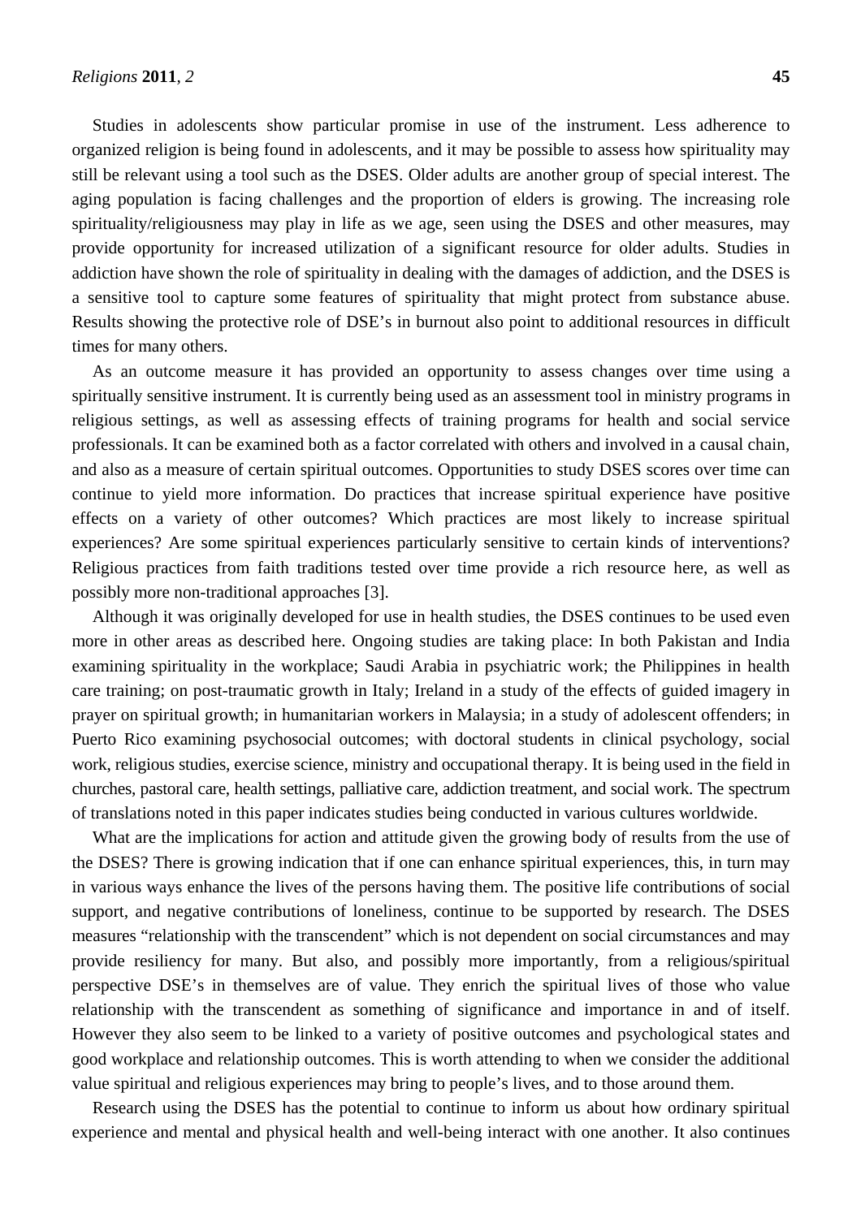Studies in adolescents show particular promise in use of the instrument. Less adherence to organized religion is being found in adolescents, and it may be possible to assess how spirituality may still be relevant using a tool such as the DSES. Older adults are another group of special interest. The aging population is facing challenges and the proportion of elders is growing. The increasing role spirituality/religiousness may play in life as we age, seen using the DSES and other measures, may provide opportunity for increased utilization of a significant resource for older adults. Studies in addiction have shown the role of spirituality in dealing with the damages of addiction, and the DSES is a sensitive tool to capture some features of spirituality that might protect from substance abuse. Results showing the protective role of DSE's in burnout also point to additional resources in difficult times for many others.

As an outcome measure it has provided an opportunity to assess changes over time using a spiritually sensitive instrument. It is currently being used as an assessment tool in ministry programs in religious settings, as well as assessing effects of training programs for health and social service professionals. It can be examined both as a factor correlated with others and involved in a causal chain, and also as a measure of certain spiritual outcomes. Opportunities to study DSES scores over time can continue to yield more information. Do practices that increase spiritual experience have positive effects on a variety of other outcomes? Which practices are most likely to increase spiritual experiences? Are some spiritual experiences particularly sensitive to certain kinds of interventions? Religious practices from faith traditions tested over time provide a rich resource here, as well as possibly more non-traditional approaches [3].

Although it was originally developed for use in health studies, the DSES continues to be used even more in other areas as described here. Ongoing studies are taking place: In both Pakistan and India examining spirituality in the workplace; Saudi Arabia in psychiatric work; the Philippines in health care training; on post-traumatic growth in Italy; Ireland in a study of the effects of guided imagery in prayer on spiritual growth; in humanitarian workers in Malaysia; in a study of adolescent offenders; in Puerto Rico examining psychosocial outcomes; with doctoral students in clinical psychology, social work, religious studies, exercise science, ministry and occupational therapy. It is being used in the field in churches, pastoral care, health settings, palliative care, addiction treatment, and social work. The spectrum of translations noted in this paper indicates studies being conducted in various cultures worldwide.

What are the implications for action and attitude given the growing body of results from the use of the DSES? There is growing indication that if one can enhance spiritual experiences, this, in turn may in various ways enhance the lives of the persons having them. The positive life contributions of social support, and negative contributions of loneliness, continue to be supported by research. The DSES measures "relationship with the transcendent" which is not dependent on social circumstances and may provide resiliency for many. But also, and possibly more importantly, from a religious/spiritual perspective DSE's in themselves are of value. They enrich the spiritual lives of those who value relationship with the transcendent as something of significance and importance in and of itself. However they also seem to be linked to a variety of positive outcomes and psychological states and good workplace and relationship outcomes. This is worth attending to when we consider the additional value spiritual and religious experiences may bring to people's lives, and to those around them.

Research using the DSES has the potential to continue to inform us about how ordinary spiritual experience and mental and physical health and well-being interact with one another. It also continues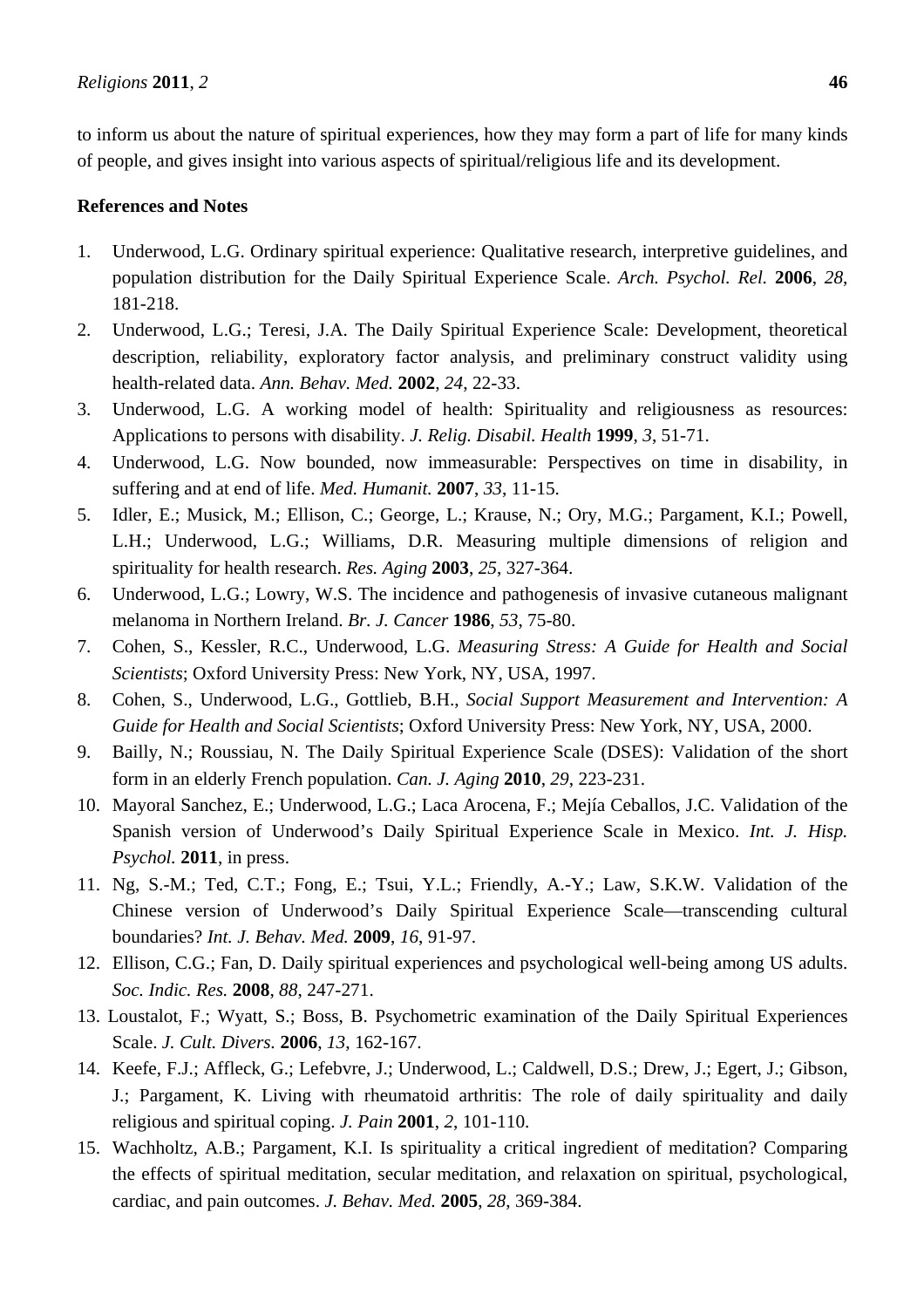to inform us about the nature of spiritual experiences, how they may form a part of life for many kinds of people, and gives insight into various aspects of spiritual/religious life and its development.

**References and Notes**

1. Underwood, L.G. Ordinary spiritual experience: Qualitative research, interpretive guidelines, and population distribution for the Daily Spiritual Experience Scale. *Arch. Psychol. Rel.* **2006**, *28*, 181-218.
2. Underwood, L.G.; Teresi, J.A. The Daily Spiritual Experience Scale: Development, theoretical description, reliability, exploratory factor analysis, and preliminary construct validity using health-related data. *Ann. Behav. Med.* **2002**, *24*, 22-33.
3. Underwood, L.G. A working model of health: Spirituality and religiousness as resources: Applications to persons with disability. *J. Relig. Disabil. Health* **1999**, *3*, 51-71.
4. Underwood, L.G. Now bounded, now immeasurable: Perspectives on time in disability, in suffering and at end of life. *Med. Humanit.* **2007**, *33*, 11-15.
5. Idler, E.; Musick, M.; Ellison, C.; George, L.; Krause, N.; Ory, M.G.; Pargament, K.I.; Powell, L.H.; Underwood, L.G.; Williams, D.R. Measuring multiple dimensions of religion and spirituality for health research. *Res. Aging* **2003**, *25*, 327-364.
6. Underwood, L.G.; Lowry, W.S. The incidence and pathogenesis of invasive cutaneous malignant melanoma in Northern Ireland. *Br. J. Cancer* **1986**, *53*, 75-80.
7. Cohen, S., Kessler, R.C., Underwood, L.G. *Measuring Stress: A Guide for Health and Social Scientists*; Oxford University Press: New York, NY, USA, 1997.
8. Cohen, S., Underwood, L.G., Gottlieb, B.H., *Social Support Measurement and Intervention: A Guide for Health and Social Scientists*; Oxford University Press: New York, NY, USA, 2000.
9. Bailly, N.; Roussiau, N. The Daily Spiritual Experience Scale (DSES): Validation of the short form in an elderly French population. *Can. J. Aging* **2010**, *29*, 223-231.
10. Mayoral Sanchez, E.; Underwood, L.G.; Laca Arocena, F.; Mejía Ceballos, J.C. Validation of the Spanish version of Underwood's Daily Spiritual Experience Scale in Mexico. *Int. J. Hisp. Psychol.* **2011**, in press.
11. Ng, S.-M.; Ted, C.T.; Fong, E.; Tsui, Y.L.; Friendly, A.-Y.; Law, S.K.W. Validation of the Chinese version of Underwood's Daily Spiritual Experience Scale—transcending cultural boundaries? *Int. J. Behav. Med.* **2009**, *16*, 91-97.
12. Ellison, C.G.; Fan, D. Daily spiritual experiences and psychological well-being among US adults. *Soc. Indic. Res.* **2008**, *88*, 247-271.
13. Loustalot, F.; Wyatt, S.; Boss, B. Psychometric examination of the Daily Spiritual Experiences Scale. *J. Cult. Divers.* **2006**, *13*, 162-167.
14. Keefe, F.J.; Affleck, G.; Lefebvre, J.; Underwood, L.; Caldwell, D.S.; Drew, J.; Egert, J.; Gibson, J.; Pargament, K. Living with rheumatoid arthritis: The role of daily spirituality and daily religious and spiritual coping. *J. Pain* **2001**, *2*, 101-110.
15. Wachholtz, A.B.; Pargament, K.I. Is spirituality a critical ingredient of meditation? Comparing the effects of spiritual meditation, secular meditation, and relaxation on spiritual, psychological, cardiac, and pain outcomes. *J. Behav. Med.* **2005**, *28*, 369-384.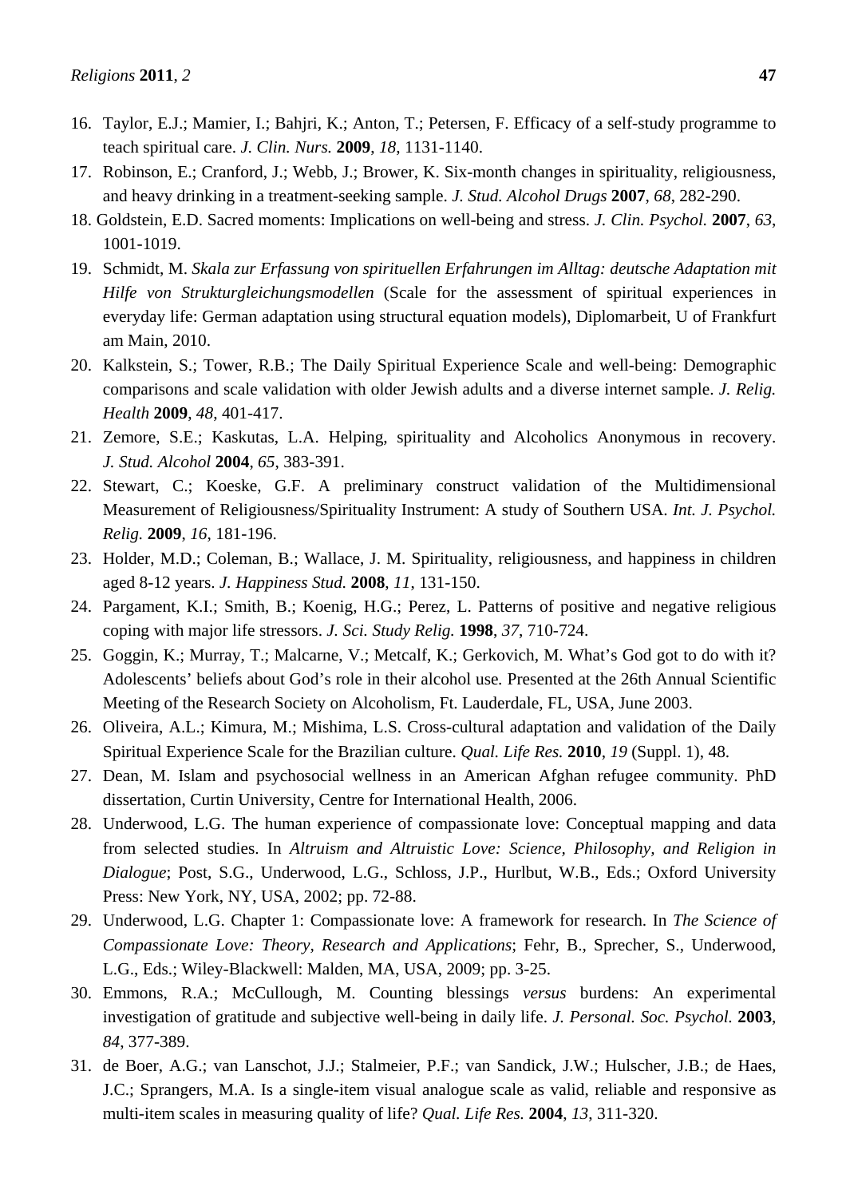16. Taylor, E.J.; Mamier, I.; Bahjri, K.; Anton, T.; Petersen, F. Efficacy of a self-study programme to teach spiritual care. *J. Clin. Nurs.* **2009**, *18*, 1131-1140.
17. Robinson, E.; Cranford, J.; Webb, J.; Brower, K. Six-month changes in spirituality, religiousness, and heavy drinking in a treatment-seeking sample. *J. Stud. Alcohol Drugs* **2007**, *68*, 282-290.
18. Goldstein, E.D. Sacred moments: Implications on well-being and stress. *J. Clin. Psychol.* **2007**, *63*, 1001-1019.
19. Schmidt, M. *Skala zur Erfassung von spirituellen Erfahrungen im Alltag: deutsche Adaptation mit Hilfe von Strukturgleichungsmodellen* (Scale for the assessment of spiritual experiences in everyday life: German adaptation using structural equation models), Diplomarbeit, U of Frankfurt am Main, 2010.
20. Kalkstein, S.; Tower, R.B.; The Daily Spiritual Experience Scale and well-being: Demographic comparisons and scale validation with older Jewish adults and a diverse internet sample. *J. Relig. Health* **2009**, *48*, 401-417.
21. Zemore, S.E.; Kaskutas, L.A. Helping, spirituality and Alcoholics Anonymous in recovery. *J. Stud. Alcohol* **2004**, *65*, 383-391.
22. Stewart, C.; Koeske, G.F. A preliminary construct validation of the Multidimensional Measurement of Religiousness/Spirituality Instrument: A study of Southern USA. *Int. J. Psychol. Relig.* **2009**, *16*, 181-196.
23. Holder, M.D.; Coleman, B.; Wallace, J. M. Spirituality, religiousness, and happiness in children aged 8-12 years. *J. Happiness Stud.* **2008**, *11*, 131-150.
24. Pargament, K.I.; Smith, B.; Koenig, H.G.; Perez, L. Patterns of positive and negative religious coping with major life stressors. *J. Sci. Study Relig.* **1998**, *37*, 710-724.
25. Goggin, K.; Murray, T.; Malcarne, V.; Metcalf, K.; Gerkovich, M. What's God got to do with it? Adolescents' beliefs about God's role in their alcohol use. Presented at the 26th Annual Scientific Meeting of the Research Society on Alcoholism, Ft. Lauderdale, FL, USA, June 2003.
26. Oliveira, A.L.; Kimura, M.; Mishima, L.S. Cross-cultural adaptation and validation of the Daily Spiritual Experience Scale for the Brazilian culture. *Qual. Life Res.* **2010**, *19* (Suppl. 1), 48.
27. Dean, M. Islam and psychosocial wellness in an American Afghan refugee community. PhD dissertation, Curtin University, Centre for International Health, 2006.
28. Underwood, L.G. The human experience of compassionate love: Conceptual mapping and data from selected studies. In *Altruism and Altruistic Love: Science, Philosophy, and Religion in Dialogue*; Post, S.G., Underwood, L.G., Schloss, J.P., Hurlbut, W.B., Eds.; Oxford University Press: New York, NY, USA, 2002; pp. 72-88.
29. Underwood, L.G. Chapter 1: Compassionate love: A framework for research. In *The Science of Compassionate Love: Theory, Research and Applications*; Fehr, B., Sprecher, S., Underwood, L.G., Eds.; Wiley-Blackwell: Malden, MA, USA, 2009; pp. 3-25.
30. Emmons, R.A.; McCullough, M. Counting blessings *versus* burdens: An experimental investigation of gratitude and subjective well-being in daily life. *J. Personal. Soc. Psychol.* **2003**, *84*, 377-389.
31. de Boer, A.G.; van Lanschot, J.J.; Stalmeier, P.F.; van Sandick, J.W.; Hulscher, J.B.; de Haes, J.C.; Sprangers, M.A. Is a single-item visual analogue scale as valid, reliable and responsive as multi-item scales in measuring quality of life? *Qual. Life Res.* **2004**, *13*, 311-320.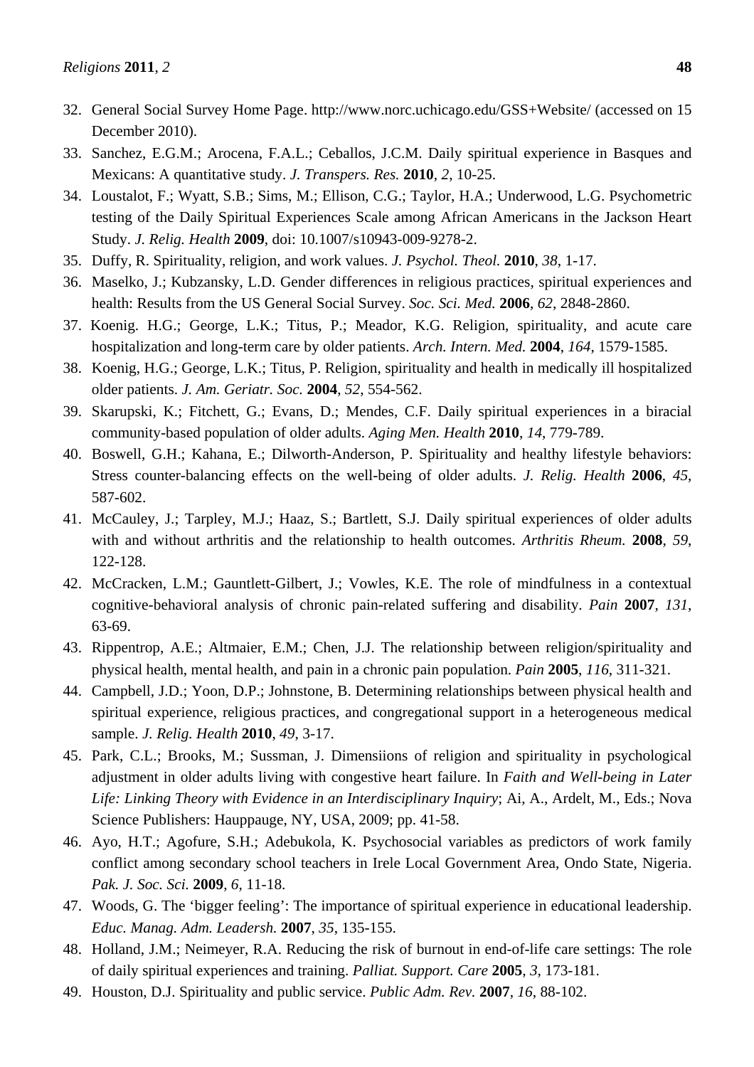32. General Social Survey Home Page. http://www.norc.uchicago.edu/GSS+Website/ (accessed on 15 December 2010).
33. Sanchez, E.G.M.; Arocena, F.A.L.; Ceballos, J.C.M. Daily spiritual experience in Basques and Mexicans: A quantitative study. *J. Transpers. Res.* **2010**, *2*, 10-25.
34. Loustalot, F.; Wyatt, S.B.; Sims, M.; Ellison, C.G.; Taylor, H.A.; Underwood, L.G. Psychometric testing of the Daily Spiritual Experiences Scale among African Americans in the Jackson Heart Study. *J. Relig. Health* **2009**, doi: 10.1007/s10943-009-9278-2.
35. Duffy, R. Spirituality, religion, and work values. *J. Psychol. Theol.* **2010**, *38*, 1-17.
36. Maselko, J.; Kubzansky, L.D. Gender differences in religious practices, spiritual experiences and health: Results from the US General Social Survey. *Soc. Sci. Med.* **2006**, *62*, 2848-2860.
37. Koenig. H.G.; George, L.K.; Titus, P.; Meador, K.G. Religion, spirituality, and acute care hospitalization and long-term care by older patients. *Arch. Intern. Med.* **2004**, *164*, 1579-1585.
38. Koenig, H.G.; George, L.K.; Titus, P. Religion, spirituality and health in medically ill hospitalized older patients. *J. Am. Geriatr. Soc.* **2004**, *52*, 554-562.
39. Skarupski, K.; Fitchett, G.; Evans, D.; Mendes, C.F. Daily spiritual experiences in a biracial community-based population of older adults. *Aging Men. Health* **2010**, *14*, 779-789.
40. Boswell, G.H.; Kahana, E.; Dilworth-Anderson, P. Spirituality and healthy lifestyle behaviors: Stress counter-balancing effects on the well-being of older adults. *J. Relig. Health* **2006**, *45*, 587-602.
41. McCauley, J.; Tarpley, M.J.; Haaz, S.; Bartlett, S.J. Daily spiritual experiences of older adults with and without arthritis and the relationship to health outcomes. *Arthritis Rheum.* **2008**, *59*, 122-128.
42. McCracken, L.M.; Gauntlett-Gilbert, J.; Vowles, K.E. The role of mindfulness in a contextual cognitive-behavioral analysis of chronic pain-related suffering and disability. *Pain* **2007**, *131*, 63-69.
43. Rippentrop, A.E.; Altmaier, E.M.; Chen, J.J. The relationship between religion/spirituality and physical health, mental health, and pain in a chronic pain population. *Pain* **2005**, *116*, 311-321.
44. Campbell, J.D.; Yoon, D.P.; Johnstone, B. Determining relationships between physical health and spiritual experience, religious practices, and congregational support in a heterogeneous medical sample. *J. Relig. Health* **2010**, *49*, 3-17.
45. Park, C.L.; Brooks, M.; Sussman, J. Dimensiions of religion and spirituality in psychological adjustment in older adults living with congestive heart failure. In *Faith and Well-being in Later Life: Linking Theory with Evidence in an Interdisciplinary Inquiry*; Ai, A., Ardelt, M., Eds.; Nova Science Publishers: Hauppauge, NY, USA, 2009; pp. 41-58.
46. Ayo, H.T.; Agofure, S.H.; Adebukola, K. Psychosocial variables as predictors of work family conflict among secondary school teachers in Irele Local Government Area, Ondo State, Nigeria. *Pak. J. Soc. Sci.* **2009**, *6*, 11-18.
47. Woods, G. The 'bigger feeling': The importance of spiritual experience in educational leadership. *Educ. Manag. Adm. Leadersh.* **2007**, *35*, 135-155.
48. Holland, J.M.; Neimeyer, R.A. Reducing the risk of burnout in end-of-life care settings: The role of daily spiritual experiences and training. *Palliat. Support. Care* **2005**, *3*, 173-181.
49. Houston, D.J. Spirituality and public service. *Public Adm. Rev.* **2007**, *16*, 88-102.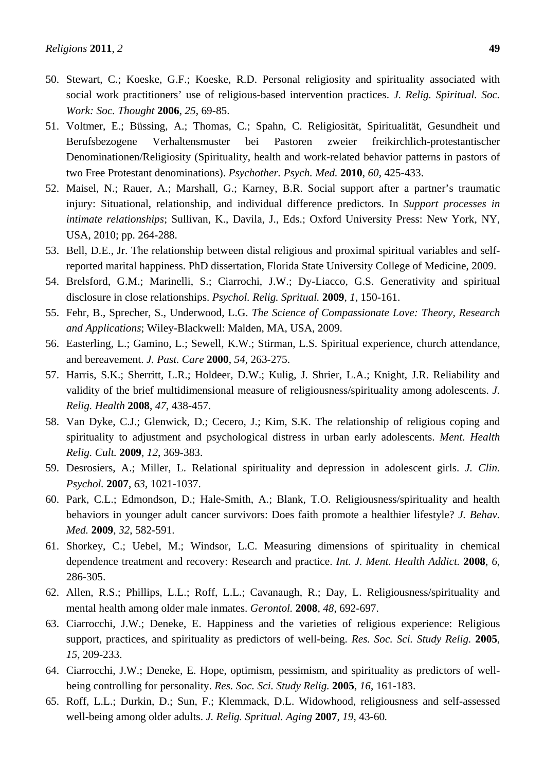50. Stewart, C.; Koeske, G.F.; Koeske, R.D. Personal religiosity and spirituality associated with social work practitioners' use of religious-based intervention practices. *J. Relig. Spiritual. Soc. Work: Soc. Thought* **2006**, *25*, 69-85.
51. Voltmer, E.; Büssing, A.; Thomas, C.; Spahn, C. Religiosität, Spiritualität, Gesundheit und Berufsbezogene Verhaltensmuster bei Pastoren zweier freikirchlich-protestantischer Denominationen/Religiosity (Spirituality, health and work-related behavior patterns in pastors of two Free Protestant denominations). *Psychother. Psych. Med.* **2010**, *60*, 425-433.
52. Maisel, N.; Rauer, A.; Marshall, G.; Karney, B.R. Social support after a partner's traumatic injury: Situational, relationship, and individual difference predictors. In *Support processes in intimate relationships*; Sullivan, K., Davila, J., Eds.; Oxford University Press: New York, NY, USA, 2010; pp. 264-288.
53. Bell, D.E., Jr. The relationship between distal religious and proximal spiritual variables and self-reported marital happiness. PhD dissertation, Florida State University College of Medicine, 2009.
54. Brelsford, G.M.; Marinelli, S.; Ciarrochi, J.W.; Dy-Liacco, G.S. Generativity and spiritual disclosure in close relationships. *Psychol. Relig. Spritual.* **2009**, *1*, 150-161.
55. Fehr, B., Sprecher, S., Underwood, L.G. *The Science of Compassionate Love: Theory, Research and Applications*; Wiley-Blackwell: Malden, MA, USA, 2009.
56. Easterling, L.; Gamino, L.; Sewell, K.W.; Stirman, L.S. Spiritual experience, church attendance, and bereavement. *J. Past. Care* **2000**, *54*, 263-275.
57. Harris, S.K.; Sherritt, L.R.; Holdeer, D.W.; Kulig, J. Shrier, L.A.; Knight, J.R. Reliability and validity of the brief multidimensional measure of religiousness/spirituality among adolescents. *J. Relig. Health* **2008**, *47*, 438-457.
58. Van Dyke, C.J.; Glenwick, D.; Cecero, J.; Kim, S.K. The relationship of religious coping and spirituality to adjustment and psychological distress in urban early adolescents. *Ment. Health Relig. Cult.* **2009**, *12*, 369-383.
59. Desrosiers, A.; Miller, L. Relational spirituality and depression in adolescent girls. *J. Clin. Psychol.* **2007**, *63*, 1021-1037.
60. Park, C.L.; Edmondson, D.; Hale-Smith, A.; Blank, T.O. Religiousness/spirituality and health behaviors in younger adult cancer survivors: Does faith promote a healthier lifestyle? *J. Behav. Med.* **2009**, *32*, 582-591.
61. Shorkey, C.; Uebel, M.; Windsor, L.C. Measuring dimensions of spirituality in chemical dependence treatment and recovery: Research and practice. *Int. J. Ment. Health Addict.* **2008**, *6*, 286-305.
62. Allen, R.S.; Phillips, L.L.; Roff, L.L.; Cavanaugh, R.; Day, L. Religiousness/spirituality and mental health among older male inmates. *Gerontol.* **2008**, *48*, 692-697.
63. Ciarrocchi, J.W.; Deneke, E. Happiness and the varieties of religious experience: Religious support, practices, and spirituality as predictors of well-being. *Res. Soc. Sci. Study Relig.* **2005**, *15*, 209-233.
64. Ciarrocchi, J.W.; Deneke, E. Hope, optimism, pessimism, and spirituality as predictors of well-being controlling for personality. *Res. Soc. Sci. Study Relig.* **2005**, *16*, 161-183.
65. Roff, L.L.; Durkin, D.; Sun, F.; Klemmack, D.L. Widowhood, religiousness and self-assessed well-being among older adults. *J. Relig. Spritual. Aging* **2007**, *19*, 43-60*.*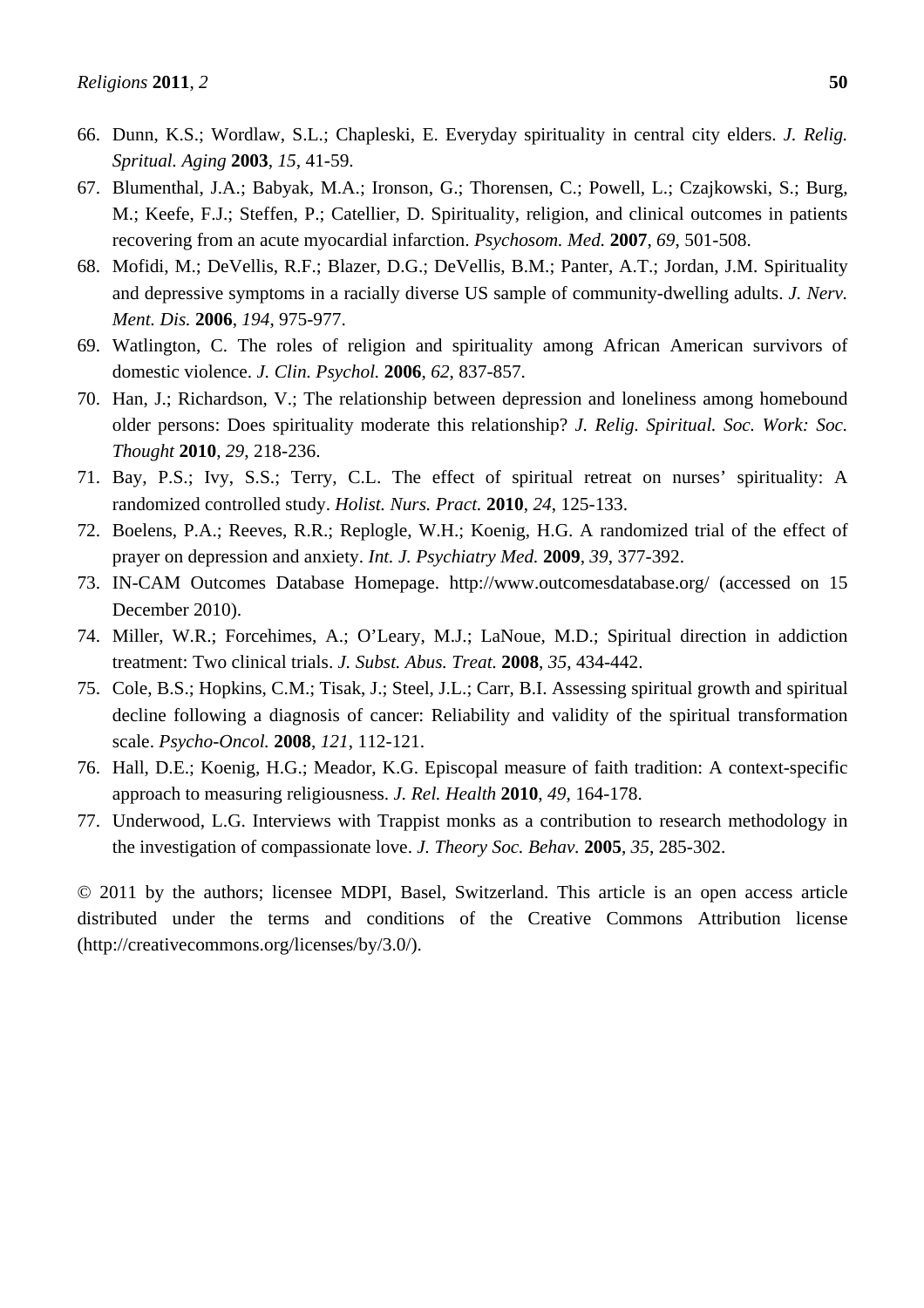66. Dunn, K.S.; Wordlaw, S.L.; Chapleski, E. Everyday spirituality in central city elders. *J. Relig. Spritual. Aging* **2003**, *15*, 41-59.
67. Blumenthal, J.A.; Babyak, M.A.; Ironson, G.; Thorensen, C.; Powell, L.; Czajkowski, S.; Burg, M.; Keefe, F.J.; Steffen, P.; Catellier, D. Spirituality, religion, and clinical outcomes in patients recovering from an acute myocardial infarction. *Psychosom. Med.* **2007**, *69*, 501-508.
68. Mofidi, M.; DeVellis, R.F.; Blazer, D.G.; DeVellis, B.M.; Panter, A.T.; Jordan, J.M. Spirituality and depressive symptoms in a racially diverse US sample of community-dwelling adults. *J. Nerv. Ment. Dis.* **2006**, *194*, 975-977.
69. Watlington, C. The roles of religion and spirituality among African American survivors of domestic violence. *J. Clin. Psychol.* **2006**, *62*, 837-857.
70. Han, J.; Richardson, V.; The relationship between depression and loneliness among homebound older persons: Does spirituality moderate this relationship? *J. Relig. Spiritual. Soc. Work: Soc. Thought* **2010**, *29*, 218-236.
71. Bay, P.S.; Ivy, S.S.; Terry, C.L. The effect of spiritual retreat on nurses' spirituality: A randomized controlled study. *Holist. Nurs. Pract.* **2010**, *24*, 125-133.
72. Boelens, P.A.; Reeves, R.R.; Replogle, W.H.; Koenig, H.G. A randomized trial of the effect of prayer on depression and anxiety. *Int. J. Psychiatry Med.* **2009**, *39*, 377-392.
73. IN-CAM Outcomes Database Homepage. http://www.outcomesdatabase.org/ (accessed on 15 December 2010).
74. Miller, W.R.; Forcehimes, A.; O'Leary, M.J.; LaNoue, M.D.; Spiritual direction in addiction treatment: Two clinical trials. *J. Subst. Abus. Treat.* **2008**, *35*, 434-442.
75. Cole, B.S.; Hopkins, C.M.; Tisak, J.; Steel, J.L.; Carr, B.I. Assessing spiritual growth and spiritual decline following a diagnosis of cancer: Reliability and validity of the spiritual transformation scale. *Psycho-Oncol.* **2008**, *121*, 112-121.
76. Hall, D.E.; Koenig, H.G.; Meador, K.G. Episcopal measure of faith tradition: A context-specific approach to measuring religiousness. *J. Rel. Health* **2010**, *49*, 164-178.
77. Underwood, L.G. Interviews with Trappist monks as a contribution to research methodology in the investigation of compassionate love. *J. Theory Soc. Behav.* **2005**, *35*, 285-302.

© 2011 by the authors; licensee MDPI, Basel, Switzerland. This article is an open access article distributed under the terms and conditions of the Creative Commons Attribution license (http://creativecommons.org/licenses/by/3.0/).